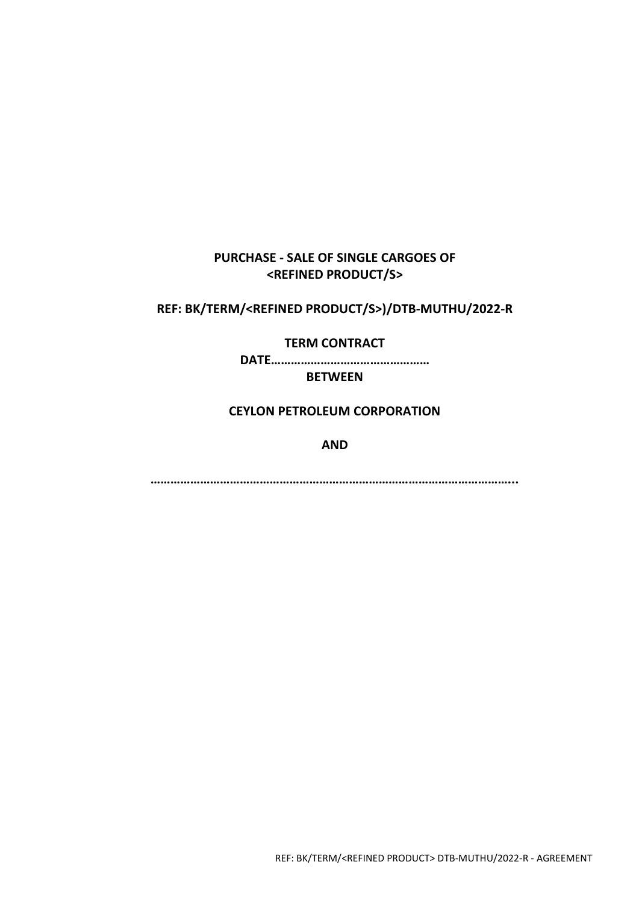**PURCHASE - SALE OF SINGLE CARGOES OF <REFINED PRODUCT/S>**

**REF: BK/TERM/<REFINED PRODUCT/S>)/DTB-MUTHU/2022-R**

**TERM CONTRACT**

**DATE…………………………………………**

**BETWEEN**

**CEYLON PETROLEUM CORPORATION**

**AND**

**…………………………………………………………………………………………..**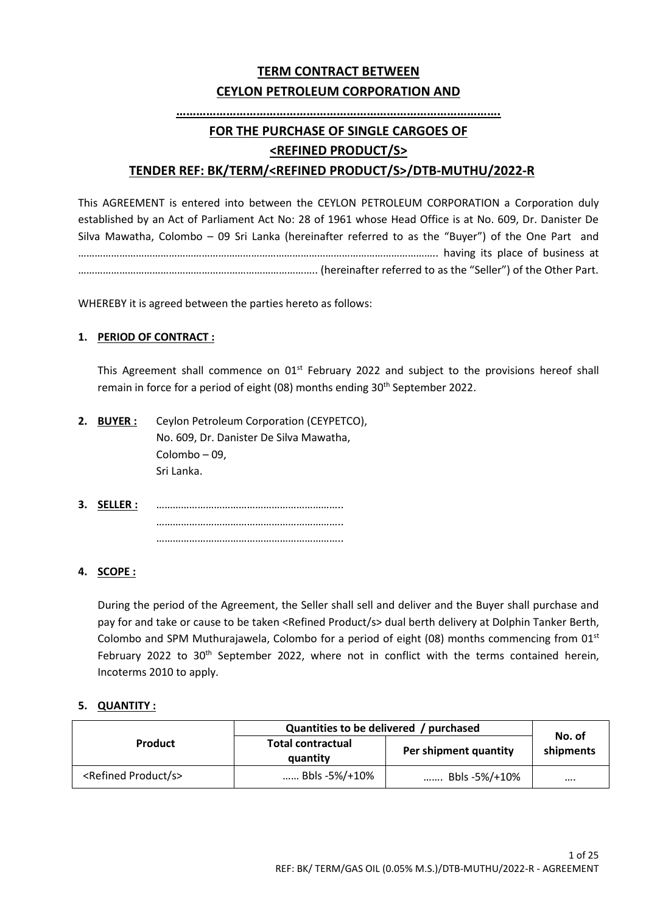# TERM CONTRACT BETWEEN CEYLON PETROLEUM CORPORATION AND ……………………………………………………………………………………

## FOR THE PURCHASE OF SINGLE CARGOES OF <REFINED PRODUCT/S>

## TENDER REF: BK/TERM/<REFINED PRODUCT/S>/DTB-MUTHU/2022-R

This AGREEMENT is entered into between the CEYLON PETROLEUM CORPORATION a Corporation duly established by an Act of Parliament Act No: 28 of 1961 whose Head Office is at No. 609, Dr. Danister De Silva Mawatha, Colombo – 09 Sri Lanka (hereinafter referred to as the "Buyer") of the One Part and ……………………………………………………………………………………………………………. having its place of business at …………………………………………………………………….. (hereinafter referred to as the "Seller") of the Other Part.

WHEREBY it is agreed between the parties hereto as follows:

**1. PERIOD OF CONTRACT :**

This Agreement shall commence on 01st February 2022 and subject to the provisions hereof shall remain in force for a period of eight (08) months ending 30th September 2022.

**2. BUYER :** Ceylon Petroleum Corporation (CEYPETCO),
No. 609, Dr. Danister De Silva Mawatha,
Colombo – 09,
Sri Lanka.

**3. SELLER :** …………………………………………………………..
…………………………………………………………..
…………………………………………………………..

**4. SCOPE :**

During the period of the Agreement, the Seller shall sell and deliver and the Buyer shall purchase and pay for and take or cause to be taken <Refined Product/s> dual berth delivery at Dolphin Tanker Berth, Colombo and SPM Muthurajawela, Colombo for a period of eight (08) months commencing from 01st February 2022 to 30th September 2022, where not in conflict with the terms contained herein, Incoterms 2010 to apply.

**5. QUANTITY :**

| Product | Quantities to be delivered / purchased | | No. of shipments |
|---|---|---|---|
| | Total contractual quantity | Per shipment quantity | |
| <Refined Product/s> | …… Bbls -5%/+10% | ……. Bbls -5%/+10% | …. |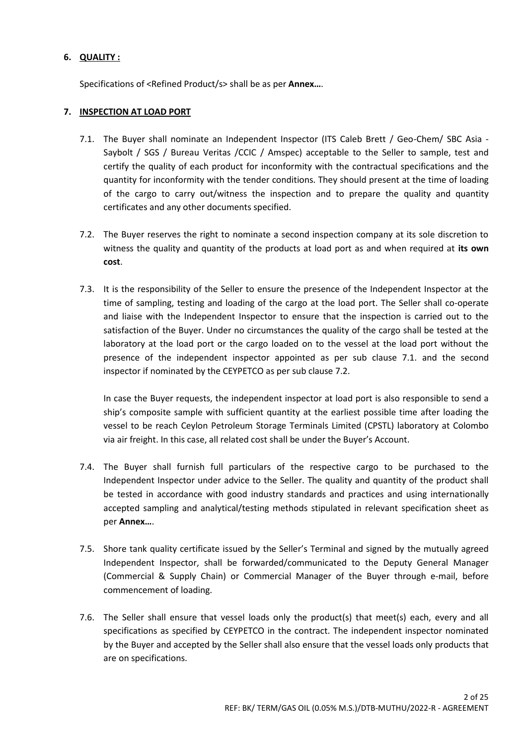**6. QUALITY :**

Specifications of <Refined Product/s> shall be as per **Annex…**.

**7. INSPECTION AT LOAD PORT**

7.1. The Buyer shall nominate an Independent Inspector (ITS Caleb Brett / Geo-Chem/ SBC Asia - Saybolt / SGS / Bureau Veritas /CCIC / Amspec) acceptable to the Seller to sample, test and certify the quality of each product for inconformity with the contractual specifications and the quantity for inconformity with the tender conditions. They should present at the time of loading of the cargo to carry out/witness the inspection and to prepare the quality and quantity certificates and any other documents specified.

7.2. The Buyer reserves the right to nominate a second inspection company at its sole discretion to witness the quality and quantity of the products at load port as and when required at **its own cost**.

7.3. It is the responsibility of the Seller to ensure the presence of the Independent Inspector at the time of sampling, testing and loading of the cargo at the load port. The Seller shall co-operate and liaise with the Independent Inspector to ensure that the inspection is carried out to the satisfaction of the Buyer. Under no circumstances the quality of the cargo shall be tested at the laboratory at the load port or the cargo loaded on to the vessel at the load port without the presence of the independent inspector appointed as per sub clause 7.1. and the second inspector if nominated by the CEYPETCO as per sub clause 7.2.

In case the Buyer requests, the independent inspector at load port is also responsible to send a ship's composite sample with sufficient quantity at the earliest possible time after loading the vessel to be reach Ceylon Petroleum Storage Terminals Limited (CPSTL) laboratory at Colombo via air freight. In this case, all related cost shall be under the Buyer's Account.

7.4. The Buyer shall furnish full particulars of the respective cargo to be purchased to the Independent Inspector under advice to the Seller. The quality and quantity of the product shall be tested in accordance with good industry standards and practices and using internationally accepted sampling and analytical/testing methods stipulated in relevant specification sheet as per **Annex…**.

7.5. Shore tank quality certificate issued by the Seller's Terminal and signed by the mutually agreed Independent Inspector, shall be forwarded/communicated to the Deputy General Manager (Commercial & Supply Chain) or Commercial Manager of the Buyer through e-mail, before commencement of loading.

7.6. The Seller shall ensure that vessel loads only the product(s) that meet(s) each, every and all specifications as specified by CEYPETCO in the contract. The independent inspector nominated by the Buyer and accepted by the Seller shall also ensure that the vessel loads only products that are on specifications.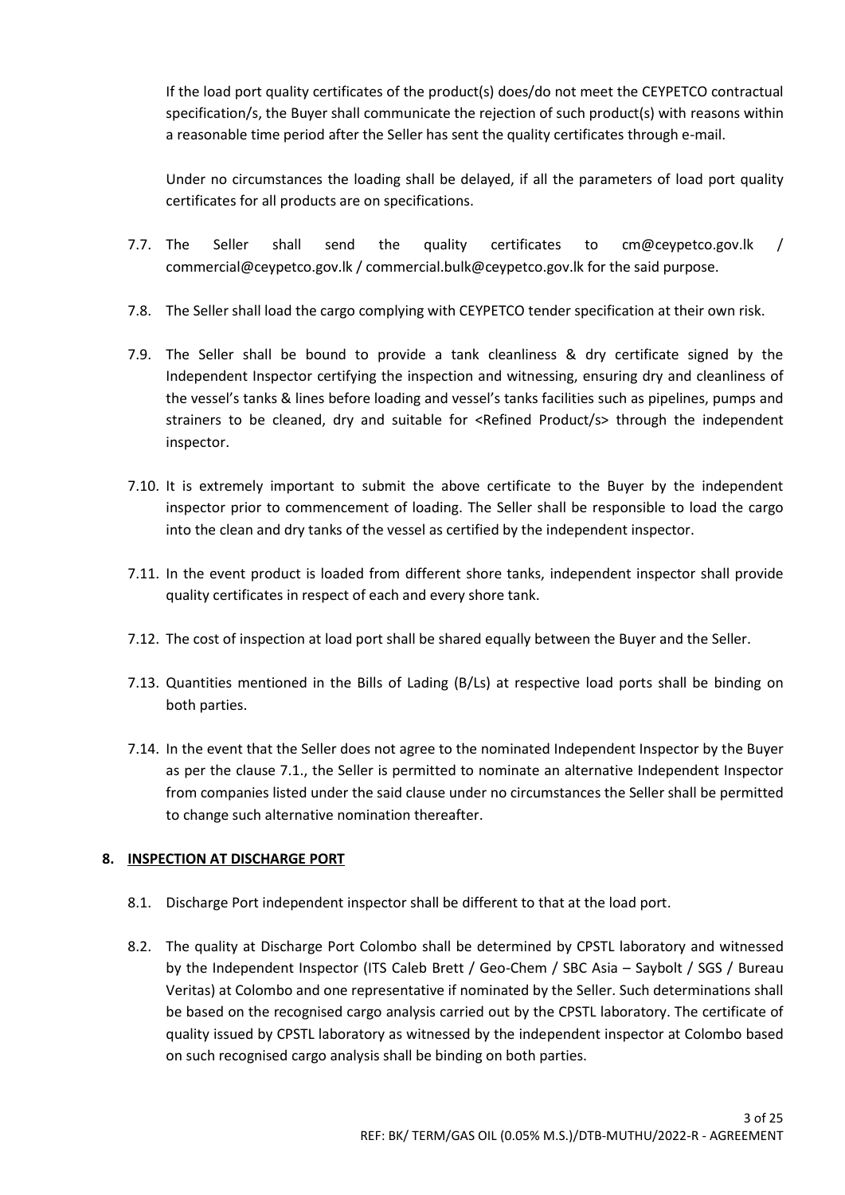If the load port quality certificates of the product(s) does/do not meet the CEYPETCO contractual specification/s, the Buyer shall communicate the rejection of such product(s) with reasons within a reasonable time period after the Seller has sent the quality certificates through e-mail.

Under no circumstances the loading shall be delayed, if all the parameters of load port quality certificates for all products are on specifications.

7.7. The Seller shall send the quality certificates to cm@ceypetco.gov.lk / commercial@ceypetco.gov.lk / commercial.bulk@ceypetco.gov.lk for the said purpose.

7.8. The Seller shall load the cargo complying with CEYPETCO tender specification at their own risk.

7.9. The Seller shall be bound to provide a tank cleanliness & dry certificate signed by the Independent Inspector certifying the inspection and witnessing, ensuring dry and cleanliness of the vessel's tanks & lines before loading and vessel's tanks facilities such as pipelines, pumps and strainers to be cleaned, dry and suitable for <Refined Product/s> through the independent inspector.

7.10. It is extremely important to submit the above certificate to the Buyer by the independent inspector prior to commencement of loading. The Seller shall be responsible to load the cargo into the clean and dry tanks of the vessel as certified by the independent inspector.

7.11. In the event product is loaded from different shore tanks, independent inspector shall provide quality certificates in respect of each and every shore tank.

7.12. The cost of inspection at load port shall be shared equally between the Buyer and the Seller.

7.13. Quantities mentioned in the Bills of Lading (B/Ls) at respective load ports shall be binding on both parties.

7.14. In the event that the Seller does not agree to the nominated Independent Inspector by the Buyer as per the clause 7.1., the Seller is permitted to nominate an alternative Independent Inspector from companies listed under the said clause under no circumstances the Seller shall be permitted to change such alternative nomination thereafter.

## 8. INSPECTION AT DISCHARGE PORT

8.1. Discharge Port independent inspector shall be different to that at the load port.

8.2. The quality at Discharge Port Colombo shall be determined by CPSTL laboratory and witnessed by the Independent Inspector (ITS Caleb Brett / Geo-Chem / SBC Asia – Saybolt / SGS / Bureau Veritas) at Colombo and one representative if nominated by the Seller. Such determinations shall be based on the recognised cargo analysis carried out by the CPSTL laboratory. The certificate of quality issued by CPSTL laboratory as witnessed by the independent inspector at Colombo based on such recognised cargo analysis shall be binding on both parties.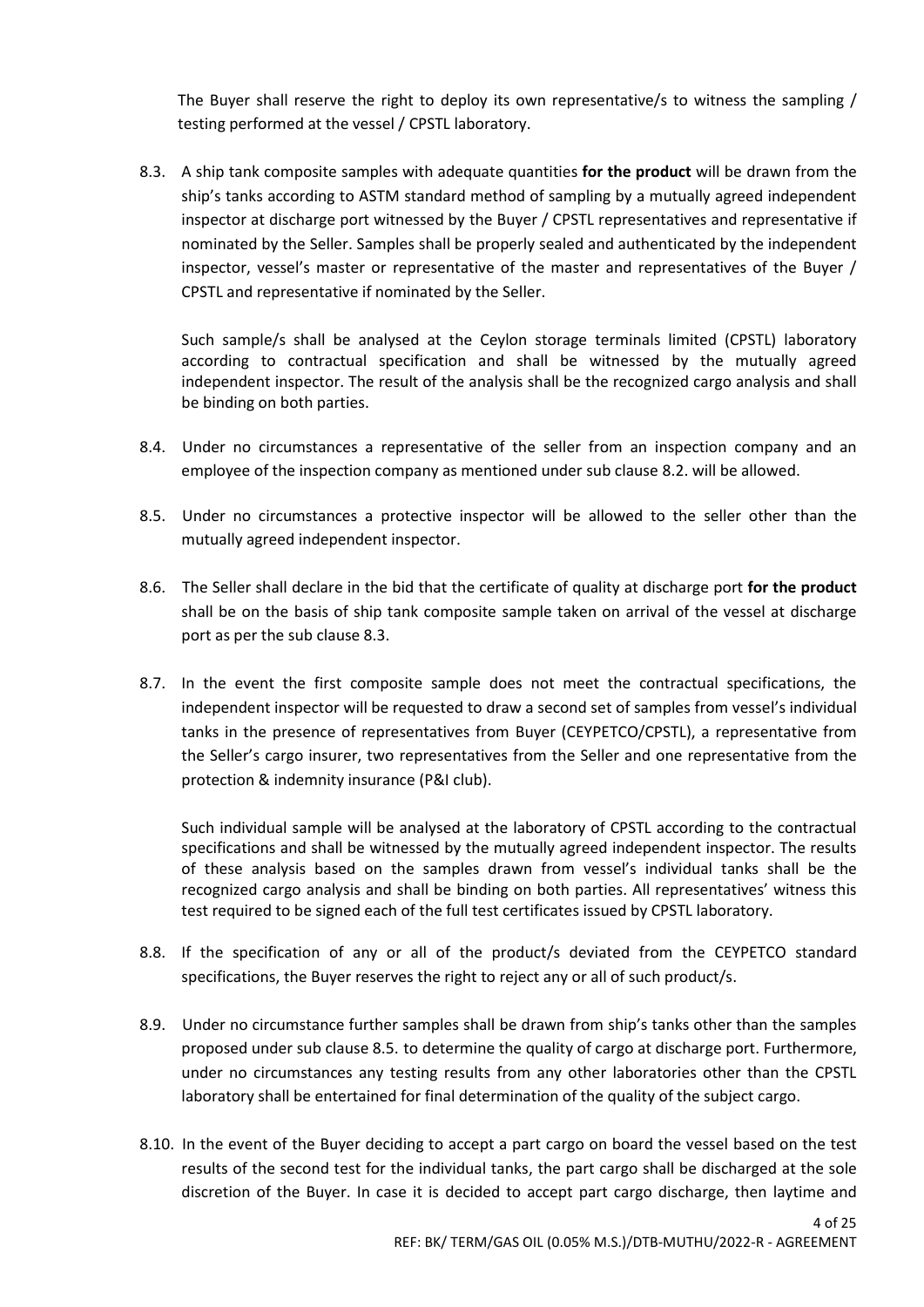The Buyer shall reserve the right to deploy its own representative/s to witness the sampling / testing performed at the vessel / CPSTL laboratory.

8.3. A ship tank composite samples with adequate quantities **for the product** will be drawn from the ship's tanks according to ASTM standard method of sampling by a mutually agreed independent inspector at discharge port witnessed by the Buyer / CPSTL representatives and representative if nominated by the Seller. Samples shall be properly sealed and authenticated by the independent inspector, vessel's master or representative of the master and representatives of the Buyer / CPSTL and representative if nominated by the Seller.

Such sample/s shall be analysed at the Ceylon storage terminals limited (CPSTL) laboratory according to contractual specification and shall be witnessed by the mutually agreed independent inspector. The result of the analysis shall be the recognized cargo analysis and shall be binding on both parties.

8.4. Under no circumstances a representative of the seller from an inspection company and an employee of the inspection company as mentioned under sub clause 8.2. will be allowed.

8.5. Under no circumstances a protective inspector will be allowed to the seller other than the mutually agreed independent inspector.

8.6. The Seller shall declare in the bid that the certificate of quality at discharge port **for the product** shall be on the basis of ship tank composite sample taken on arrival of the vessel at discharge port as per the sub clause 8.3.

8.7. In the event the first composite sample does not meet the contractual specifications, the independent inspector will be requested to draw a second set of samples from vessel's individual tanks in the presence of representatives from Buyer (CEYPETCO/CPSTL), a representative from the Seller's cargo insurer, two representatives from the Seller and one representative from the protection & indemnity insurance (P&I club).

Such individual sample will be analysed at the laboratory of CPSTL according to the contractual specifications and shall be witnessed by the mutually agreed independent inspector. The results of these analysis based on the samples drawn from vessel's individual tanks shall be the recognized cargo analysis and shall be binding on both parties. All representatives' witness this test required to be signed each of the full test certificates issued by CPSTL laboratory.

8.8. If the specification of any or all of the product/s deviated from the CEYPETCO standard specifications, the Buyer reserves the right to reject any or all of such product/s.

8.9. Under no circumstance further samples shall be drawn from ship's tanks other than the samples proposed under sub clause 8.5. to determine the quality of cargo at discharge port. Furthermore, under no circumstances any testing results from any other laboratories other than the CPSTL laboratory shall be entertained for final determination of the quality of the subject cargo.

8.10. In the event of the Buyer deciding to accept a part cargo on board the vessel based on the test results of the second test for the individual tanks, the part cargo shall be discharged at the sole discretion of the Buyer. In case it is decided to accept part cargo discharge, then laytime and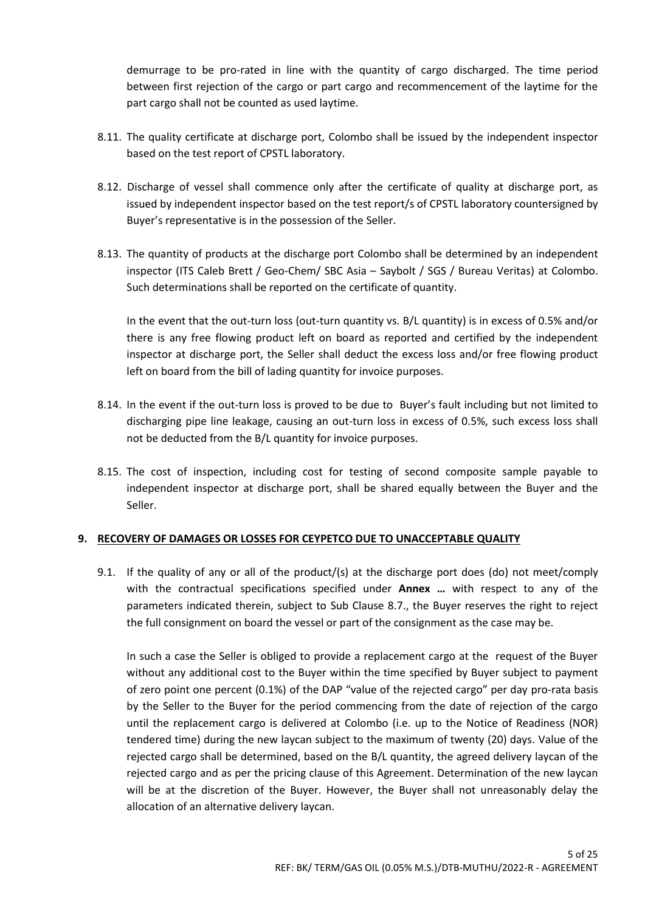demurrage to be pro-rated in line with the quantity of cargo discharged. The time period between first rejection of the cargo or part cargo and recommencement of the laytime for the part cargo shall not be counted as used laytime.

8.11. The quality certificate at discharge port, Colombo shall be issued by the independent inspector based on the test report of CPSTL laboratory.

8.12. Discharge of vessel shall commence only after the certificate of quality at discharge port, as issued by independent inspector based on the test report/s of CPSTL laboratory countersigned by Buyer's representative is in the possession of the Seller.

8.13. The quantity of products at the discharge port Colombo shall be determined by an independent inspector (ITS Caleb Brett / Geo-Chem/ SBC Asia – Saybolt / SGS / Bureau Veritas) at Colombo. Such determinations shall be reported on the certificate of quantity.

In the event that the out-turn loss (out-turn quantity vs. B/L quantity) is in excess of 0.5% and/or there is any free flowing product left on board as reported and certified by the independent inspector at discharge port, the Seller shall deduct the excess loss and/or free flowing product left on board from the bill of lading quantity for invoice purposes.

8.14. In the event if the out-turn loss is proved to be due to Buyer's fault including but not limited to discharging pipe line leakage, causing an out-turn loss in excess of 0.5%, such excess loss shall not be deducted from the B/L quantity for invoice purposes.

8.15. The cost of inspection, including cost for testing of second composite sample payable to independent inspector at discharge port, shall be shared equally between the Buyer and the Seller.

## 9. RECOVERY OF DAMAGES OR LOSSES FOR CEYPETCO DUE TO UNACCEPTABLE QUALITY

9.1. If the quality of any or all of the product/(s) at the discharge port does (do) not meet/comply with the contractual specifications specified under **Annex …** with respect to any of the parameters indicated therein, subject to Sub Clause 8.7., the Buyer reserves the right to reject the full consignment on board the vessel or part of the consignment as the case may be.

In such a case the Seller is obliged to provide a replacement cargo at the request of the Buyer without any additional cost to the Buyer within the time specified by Buyer subject to payment of zero point one percent (0.1%) of the DAP "value of the rejected cargo" per day pro-rata basis by the Seller to the Buyer for the period commencing from the date of rejection of the cargo until the replacement cargo is delivered at Colombo (i.e. up to the Notice of Readiness (NOR) tendered time) during the new laycan subject to the maximum of twenty (20) days. Value of the rejected cargo shall be determined, based on the B/L quantity, the agreed delivery laycan of the rejected cargo and as per the pricing clause of this Agreement. Determination of the new laycan will be at the discretion of the Buyer. However, the Buyer shall not unreasonably delay the allocation of an alternative delivery laycan.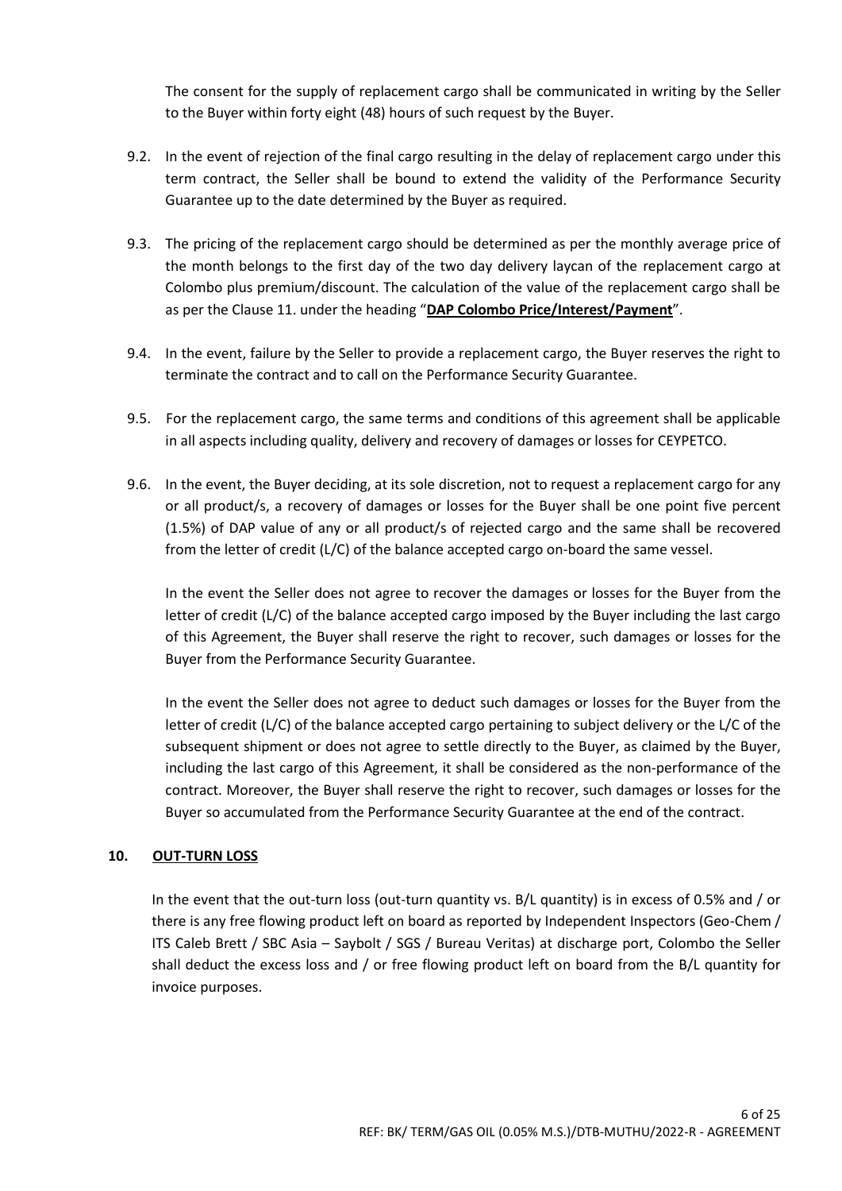The consent for the supply of replacement cargo shall be communicated in writing by the Seller to the Buyer within forty eight (48) hours of such request by the Buyer.

9.2. In the event of rejection of the final cargo resulting in the delay of replacement cargo under this term contract, the Seller shall be bound to extend the validity of the Performance Security Guarantee up to the date determined by the Buyer as required.

9.3. The pricing of the replacement cargo should be determined as per the monthly average price of the month belongs to the first day of the two day delivery laycan of the replacement cargo at Colombo plus premium/discount. The calculation of the value of the replacement cargo shall be as per the Clause 11. under the heading "**DAP Colombo Price/Interest/Payment**".

9.4. In the event, failure by the Seller to provide a replacement cargo, the Buyer reserves the right to terminate the contract and to call on the Performance Security Guarantee.

9.5. For the replacement cargo, the same terms and conditions of this agreement shall be applicable in all aspects including quality, delivery and recovery of damages or losses for CEYPETCO.

9.6. In the event, the Buyer deciding, at its sole discretion, not to request a replacement cargo for any or all product/s, a recovery of damages or losses for the Buyer shall be one point five percent (1.5%) of DAP value of any or all product/s of rejected cargo and the same shall be recovered from the letter of credit (L/C) of the balance accepted cargo on-board the same vessel.

In the event the Seller does not agree to recover the damages or losses for the Buyer from the letter of credit (L/C) of the balance accepted cargo imposed by the Buyer including the last cargo of this Agreement, the Buyer shall reserve the right to recover, such damages or losses for the Buyer from the Performance Security Guarantee.

In the event the Seller does not agree to deduct such damages or losses for the Buyer from the letter of credit (L/C) of the balance accepted cargo pertaining to subject delivery or the L/C of the subsequent shipment or does not agree to settle directly to the Buyer, as claimed by the Buyer, including the last cargo of this Agreement, it shall be considered as the non-performance of the contract. Moreover, the Buyer shall reserve the right to recover, such damages or losses for the Buyer so accumulated from the Performance Security Guarantee at the end of the contract.

## 10. OUT-TURN LOSS

In the event that the out-turn loss (out-turn quantity vs. B/L quantity) is in excess of 0.5% and / or there is any free flowing product left on board as reported by Independent Inspectors (Geo-Chem / ITS Caleb Brett / SBC Asia – Saybolt / SGS / Bureau Veritas) at discharge port, Colombo the Seller shall deduct the excess loss and / or free flowing product left on board from the B/L quantity for invoice purposes.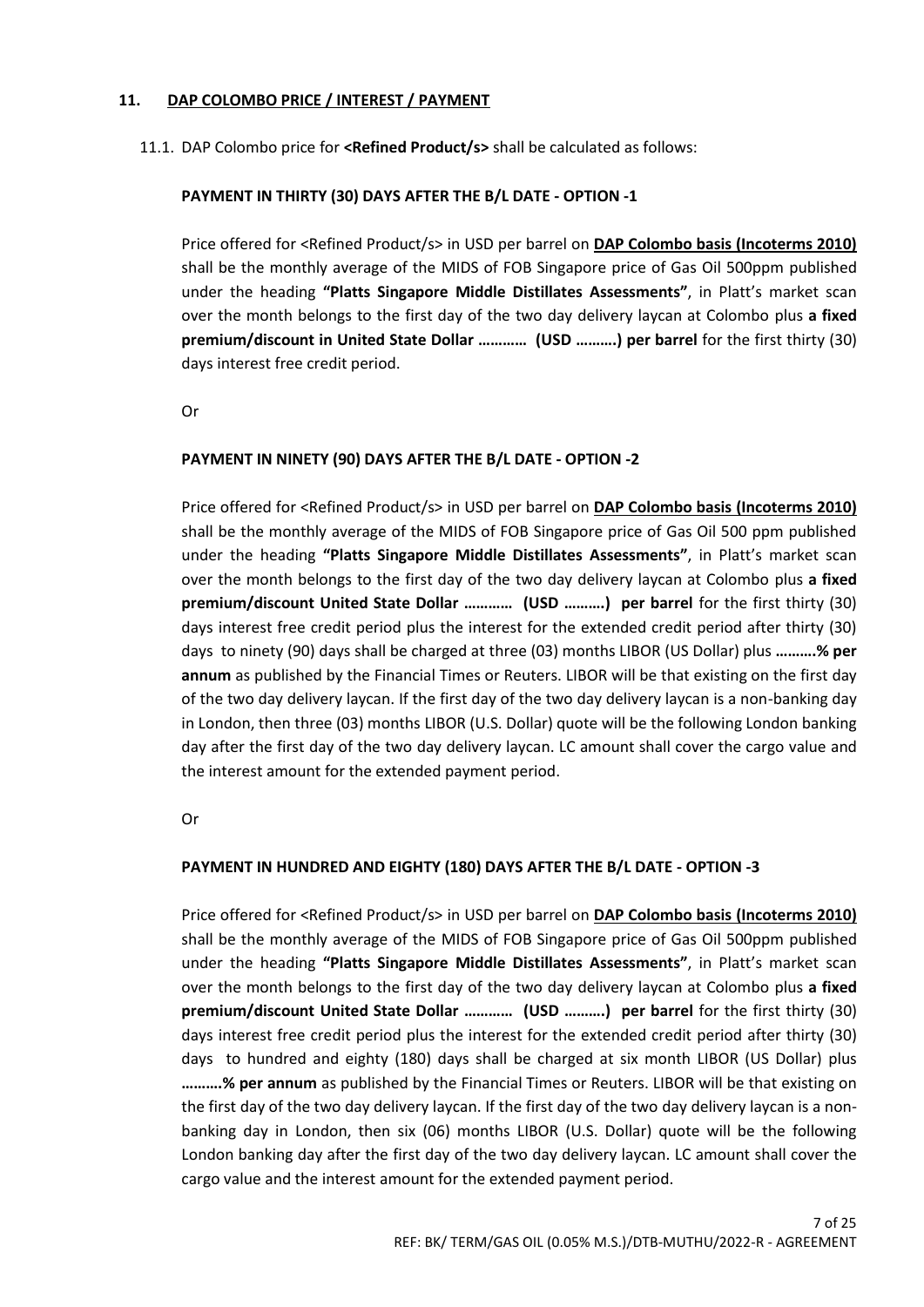## 11. DAP COLOMBO PRICE / INTEREST / PAYMENT

11.1. DAP Colombo price for **<Refined Product/s>** shall be calculated as follows:

**PAYMENT IN THIRTY (30) DAYS AFTER THE B/L DATE - OPTION -1**

Price offered for <Refined Product/s> in USD per barrel on **DAP Colombo basis (Incoterms 2010)** shall be the monthly average of the MIDS of FOB Singapore price of Gas Oil 500ppm published under the heading **"Platts Singapore Middle Distillates Assessments"**, in Platt's market scan over the month belongs to the first day of the two day delivery laycan at Colombo plus **a fixed premium/discount in United State Dollar ………… (USD ……….) per barrel** for the first thirty (30) days interest free credit period.

Or

**PAYMENT IN NINETY (90) DAYS AFTER THE B/L DATE - OPTION -2**

Price offered for <Refined Product/s> in USD per barrel on **DAP Colombo basis (Incoterms 2010)** shall be the monthly average of the MIDS of FOB Singapore price of Gas Oil 500 ppm published under the heading **"Platts Singapore Middle Distillates Assessments"**, in Platt's market scan over the month belongs to the first day of the two day delivery laycan at Colombo plus **a fixed premium/discount United State Dollar ………… (USD ……….) per barrel** for the first thirty (30) days interest free credit period plus the interest for the extended credit period after thirty (30) days to ninety (90) days shall be charged at three (03) months LIBOR (US Dollar) plus **……….% per annum** as published by the Financial Times or Reuters. LIBOR will be that existing on the first day of the two day delivery laycan. If the first day of the two day delivery laycan is a non-banking day in London, then three (03) months LIBOR (U.S. Dollar) quote will be the following London banking day after the first day of the two day delivery laycan. LC amount shall cover the cargo value and the interest amount for the extended payment period.

Or

**PAYMENT IN HUNDRED AND EIGHTY (180) DAYS AFTER THE B/L DATE - OPTION -3**

Price offered for <Refined Product/s> in USD per barrel on **DAP Colombo basis (Incoterms 2010)** shall be the monthly average of the MIDS of FOB Singapore price of Gas Oil 500ppm published under the heading **"Platts Singapore Middle Distillates Assessments"**, in Platt's market scan over the month belongs to the first day of the two day delivery laycan at Colombo plus **a fixed premium/discount United State Dollar ………… (USD ……….) per barrel** for the first thirty (30) days interest free credit period plus the interest for the extended credit period after thirty (30) days to hundred and eighty (180) days shall be charged at six month LIBOR (US Dollar) plus **……….% per annum** as published by the Financial Times or Reuters. LIBOR will be that existing on the first day of the two day delivery laycan. If the first day of the two day delivery laycan is a non-banking day in London, then six (06) months LIBOR (U.S. Dollar) quote will be the following London banking day after the first day of the two day delivery laycan. LC amount shall cover the cargo value and the interest amount for the extended payment period.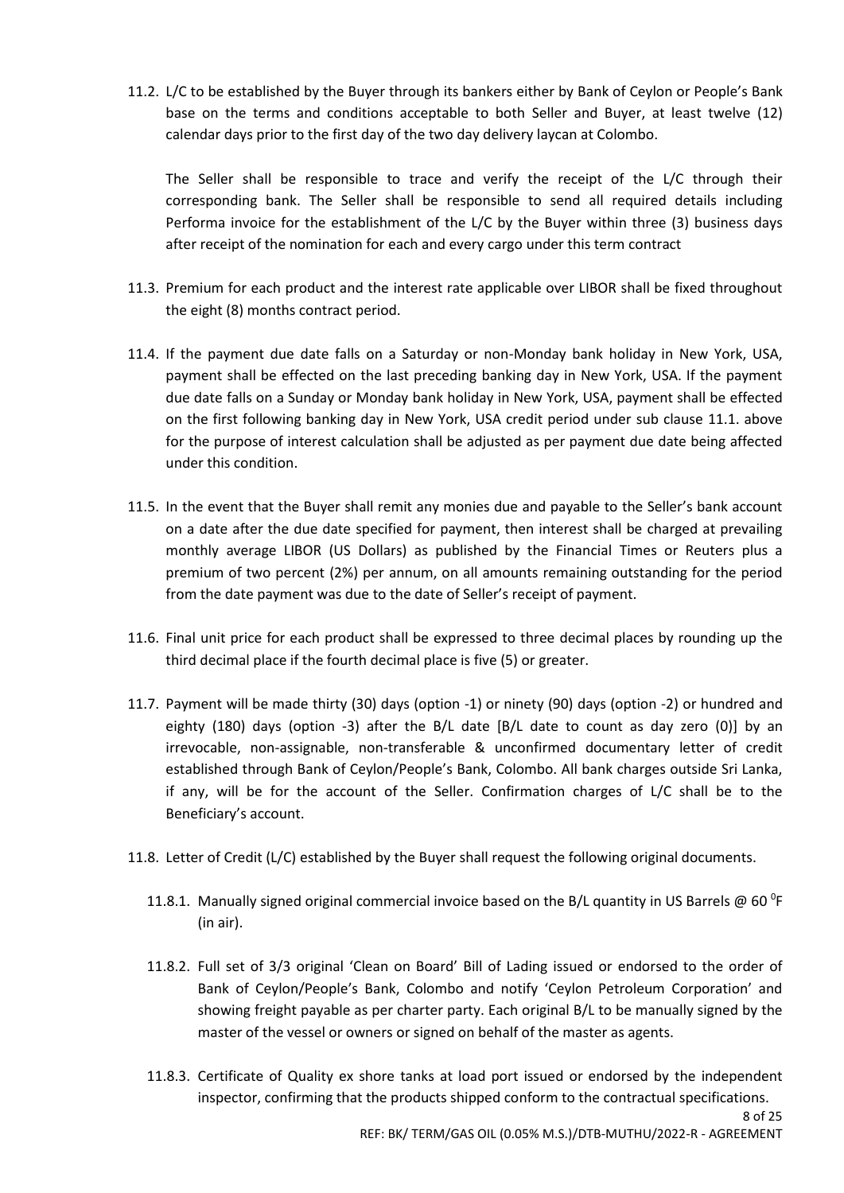11.2. L/C to be established by the Buyer through its bankers either by Bank of Ceylon or People's Bank base on the terms and conditions acceptable to both Seller and Buyer, at least twelve (12) calendar days prior to the first day of the two day delivery laycan at Colombo.

The Seller shall be responsible to trace and verify the receipt of the L/C through their corresponding bank. The Seller shall be responsible to send all required details including Performa invoice for the establishment of the L/C by the Buyer within three (3) business days after receipt of the nomination for each and every cargo under this term contract

11.3. Premium for each product and the interest rate applicable over LIBOR shall be fixed throughout the eight (8) months contract period.

11.4. If the payment due date falls on a Saturday or non-Monday bank holiday in New York, USA, payment shall be effected on the last preceding banking day in New York, USA. If the payment due date falls on a Sunday or Monday bank holiday in New York, USA, payment shall be effected on the first following banking day in New York, USA credit period under sub clause 11.1. above for the purpose of interest calculation shall be adjusted as per payment due date being affected under this condition.

11.5. In the event that the Buyer shall remit any monies due and payable to the Seller's bank account on a date after the due date specified for payment, then interest shall be charged at prevailing monthly average LIBOR (US Dollars) as published by the Financial Times or Reuters plus a premium of two percent (2%) per annum, on all amounts remaining outstanding for the period from the date payment was due to the date of Seller's receipt of payment.

11.6. Final unit price for each product shall be expressed to three decimal places by rounding up the third decimal place if the fourth decimal place is five (5) or greater.

11.7. Payment will be made thirty (30) days (option -1) or ninety (90) days (option -2) or hundred and eighty (180) days (option -3) after the B/L date [B/L date to count as day zero (0)] by an irrevocable, non-assignable, non-transferable & unconfirmed documentary letter of credit established through Bank of Ceylon/People's Bank, Colombo. All bank charges outside Sri Lanka, if any, will be for the account of the Seller. Confirmation charges of L/C shall be to the Beneficiary's account.

11.8. Letter of Credit (L/C) established by the Buyer shall request the following original documents.

11.8.1. Manually signed original commercial invoice based on the B/L quantity in US Barrels @ 60 $^0$F (in air).

11.8.2. Full set of 3/3 original 'Clean on Board' Bill of Lading issued or endorsed to the order of Bank of Ceylon/People's Bank, Colombo and notify 'Ceylon Petroleum Corporation' and showing freight payable as per charter party. Each original B/L to be manually signed by the master of the vessel or owners or signed on behalf of the master as agents.

11.8.3. Certificate of Quality ex shore tanks at load port issued or endorsed by the independent inspector, confirming that the products shipped conform to the contractual specifications.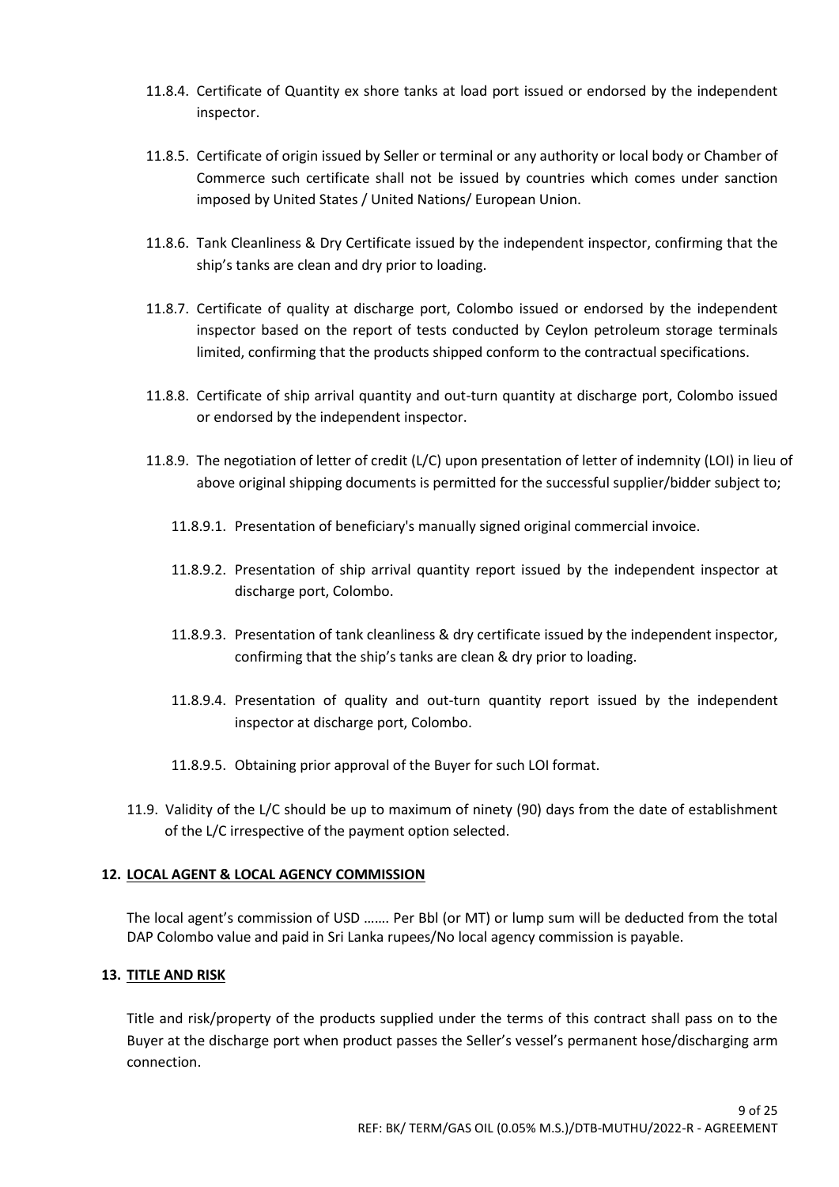11.8.4. Certificate of Quantity ex shore tanks at load port issued or endorsed by the independent inspector.

11.8.5. Certificate of origin issued by Seller or terminal or any authority or local body or Chamber of Commerce such certificate shall not be issued by countries which comes under sanction imposed by United States / United Nations/ European Union.

11.8.6. Tank Cleanliness & Dry Certificate issued by the independent inspector, confirming that the ship's tanks are clean and dry prior to loading.

11.8.7. Certificate of quality at discharge port, Colombo issued or endorsed by the independent inspector based on the report of tests conducted by Ceylon petroleum storage terminals limited, confirming that the products shipped conform to the contractual specifications.

11.8.8. Certificate of ship arrival quantity and out-turn quantity at discharge port, Colombo issued or endorsed by the independent inspector.

11.8.9. The negotiation of letter of credit (L/C) upon presentation of letter of indemnity (LOI) in lieu of above original shipping documents is permitted for the successful supplier/bidder subject to;

- 11.8.9.1. Presentation of beneficiary's manually signed original commercial invoice.
- 11.8.9.2. Presentation of ship arrival quantity report issued by the independent inspector at discharge port, Colombo.
- 11.8.9.3. Presentation of tank cleanliness & dry certificate issued by the independent inspector, confirming that the ship's tanks are clean & dry prior to loading.
- 11.8.9.4. Presentation of quality and out-turn quantity report issued by the independent inspector at discharge port, Colombo.
- 11.8.9.5. Obtaining prior approval of the Buyer for such LOI format.

11.9. Validity of the L/C should be up to maximum of ninety (90) days from the date of establishment of the L/C irrespective of the payment option selected.

## 12. LOCAL AGENT & LOCAL AGENCY COMMISSION

The local agent's commission of USD ……. Per Bbl (or MT) or lump sum will be deducted from the total DAP Colombo value and paid in Sri Lanka rupees/No local agency commission is payable.

## 13. TITLE AND RISK

Title and risk/property of the products supplied under the terms of this contract shall pass on to the Buyer at the discharge port when product passes the Seller's vessel's permanent hose/discharging arm connection.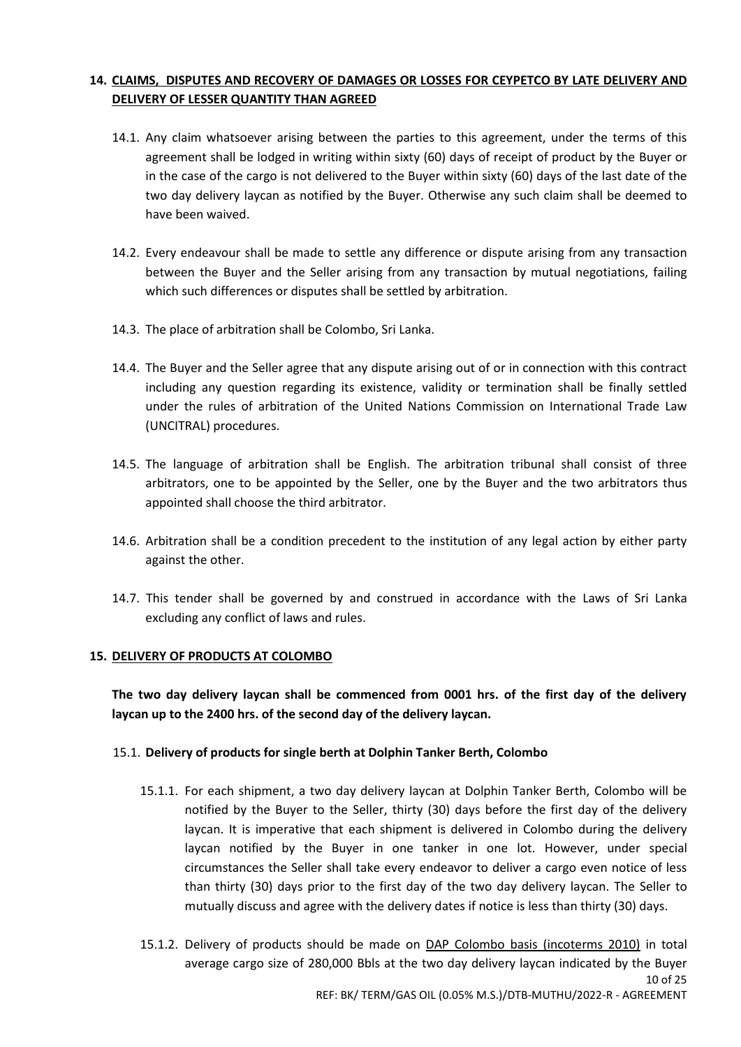## 14. CLAIMS, DISPUTES AND RECOVERY OF DAMAGES OR LOSSES FOR CEYPETCO BY LATE DELIVERY AND DELIVERY OF LESSER QUANTITY THAN AGREED

14.1. Any claim whatsoever arising between the parties to this agreement, under the terms of this agreement shall be lodged in writing within sixty (60) days of receipt of product by the Buyer or in the case of the cargo is not delivered to the Buyer within sixty (60) days of the last date of the two day delivery laycan as notified by the Buyer. Otherwise any such claim shall be deemed to have been waived.

14.2. Every endeavour shall be made to settle any difference or dispute arising from any transaction between the Buyer and the Seller arising from any transaction by mutual negotiations, failing which such differences or disputes shall be settled by arbitration.

14.3. The place of arbitration shall be Colombo, Sri Lanka.

14.4. The Buyer and the Seller agree that any dispute arising out of or in connection with this contract including any question regarding its existence, validity or termination shall be finally settled under the rules of arbitration of the United Nations Commission on International Trade Law (UNCITRAL) procedures.

14.5. The language of arbitration shall be English. The arbitration tribunal shall consist of three arbitrators, one to be appointed by the Seller, one by the Buyer and the two arbitrators thus appointed shall choose the third arbitrator.

14.6. Arbitration shall be a condition precedent to the institution of any legal action by either party against the other.

14.7. This tender shall be governed by and construed in accordance with the Laws of Sri Lanka excluding any conflict of laws and rules.

## 15. DELIVERY OF PRODUCTS AT COLOMBO

**The two day delivery laycan shall be commenced from 0001 hrs. of the first day of the delivery laycan up to the 2400 hrs. of the second day of the delivery laycan.**

### 15.1. Delivery of products for single berth at Dolphin Tanker Berth, Colombo

15.1.1. For each shipment, a two day delivery laycan at Dolphin Tanker Berth, Colombo will be notified by the Buyer to the Seller, thirty (30) days before the first day of the delivery laycan. It is imperative that each shipment is delivered in Colombo during the delivery laycan notified by the Buyer in one tanker in one lot. However, under special circumstances the Seller shall take every endeavor to deliver a cargo even notice of less than thirty (30) days prior to the first day of the two day delivery laycan. The Seller to mutually discuss and agree with the delivery dates if notice is less than thirty (30) days.

15.1.2. Delivery of products should be made on DAP Colombo basis (incoterms 2010) in total average cargo size of 280,000 Bbls at the two day delivery laycan indicated by the Buyer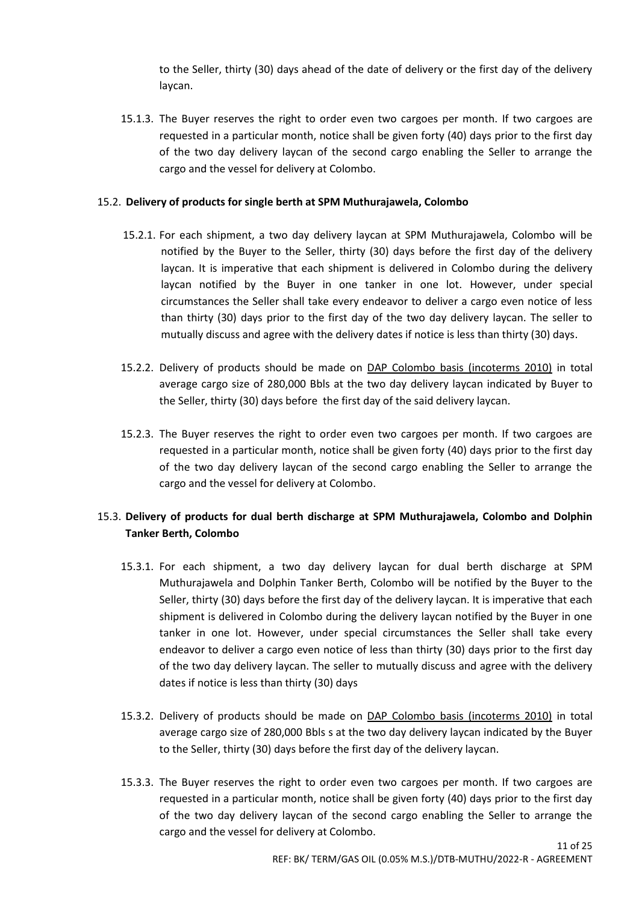to the Seller, thirty (30) days ahead of the date of delivery or the first day of the delivery laycan.

15.1.3. The Buyer reserves the right to order even two cargoes per month. If two cargoes are requested in a particular month, notice shall be given forty (40) days prior to the first day of the two day delivery laycan of the second cargo enabling the Seller to arrange the cargo and the vessel for delivery at Colombo.

15.2. **Delivery of products for single berth at SPM Muthurajawela, Colombo**

15.2.1. For each shipment, a two day delivery laycan at SPM Muthurajawela, Colombo will be notified by the Buyer to the Seller, thirty (30) days before the first day of the delivery laycan. It is imperative that each shipment is delivered in Colombo during the delivery laycan notified by the Buyer in one tanker in one lot. However, under special circumstances the Seller shall take every endeavor to deliver a cargo even notice of less than thirty (30) days prior to the first day of the two day delivery laycan. The seller to mutually discuss and agree with the delivery dates if notice is less than thirty (30) days.

15.2.2. Delivery of products should be made on <u>DAP Colombo basis (incoterms 2010)</u> in total average cargo size of 280,000 Bbls at the two day delivery laycan indicated by Buyer to the Seller, thirty (30) days before the first day of the said delivery laycan.

15.2.3. The Buyer reserves the right to order even two cargoes per month. If two cargoes are requested in a particular month, notice shall be given forty (40) days prior to the first day of the two day delivery laycan of the second cargo enabling the Seller to arrange the cargo and the vessel for delivery at Colombo.

15.3. **Delivery of products for dual berth discharge at SPM Muthurajawela, Colombo and Dolphin Tanker Berth, Colombo**

15.3.1. For each shipment, a two day delivery laycan for dual berth discharge at SPM Muthurajawela and Dolphin Tanker Berth, Colombo will be notified by the Buyer to the Seller, thirty (30) days before the first day of the delivery laycan. It is imperative that each shipment is delivered in Colombo during the delivery laycan notified by the Buyer in one tanker in one lot. However, under special circumstances the Seller shall take every endeavor to deliver a cargo even notice of less than thirty (30) days prior to the first day of the two day delivery laycan. The seller to mutually discuss and agree with the delivery dates if notice is less than thirty (30) days

15.3.2. Delivery of products should be made on <u>DAP Colombo basis (incoterms 2010)</u> in total average cargo size of 280,000 Bbls s at the two day delivery laycan indicated by the Buyer to the Seller, thirty (30) days before the first day of the delivery laycan.

15.3.3. The Buyer reserves the right to order even two cargoes per month. If two cargoes are requested in a particular month, notice shall be given forty (40) days prior to the first day of the two day delivery laycan of the second cargo enabling the Seller to arrange the cargo and the vessel for delivery at Colombo.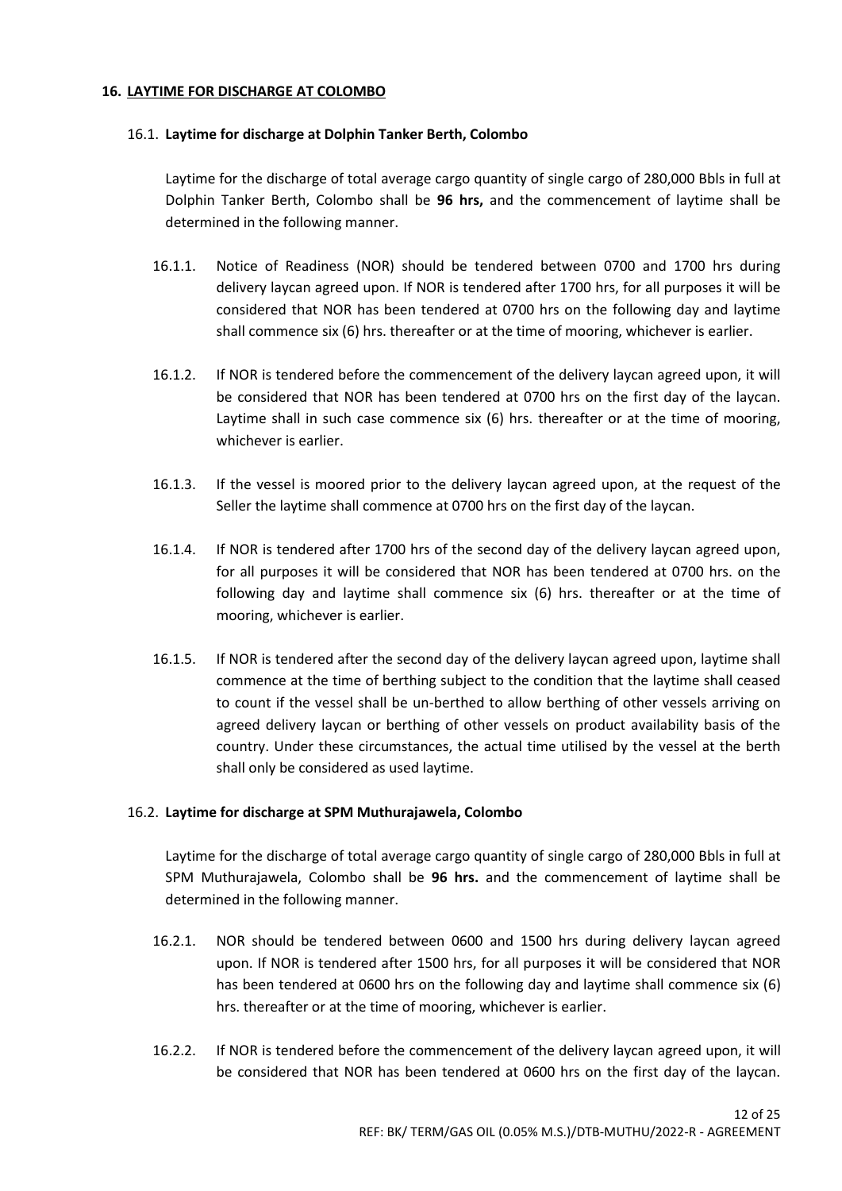## 16. LAYTIME FOR DISCHARGE AT COLOMBO

### 16.1. Laytime for discharge at Dolphin Tanker Berth, Colombo

Laytime for the discharge of total average cargo quantity of single cargo of 280,000 Bbls in full at Dolphin Tanker Berth, Colombo shall be **96 hrs,** and the commencement of laytime shall be determined in the following manner.

16.1.1. Notice of Readiness (NOR) should be tendered between 0700 and 1700 hrs during delivery laycan agreed upon. If NOR is tendered after 1700 hrs, for all purposes it will be considered that NOR has been tendered at 0700 hrs on the following day and laytime shall commence six (6) hrs. thereafter or at the time of mooring, whichever is earlier.

16.1.2. If NOR is tendered before the commencement of the delivery laycan agreed upon, it will be considered that NOR has been tendered at 0700 hrs on the first day of the laycan. Laytime shall in such case commence six (6) hrs. thereafter or at the time of mooring, whichever is earlier.

16.1.3. If the vessel is moored prior to the delivery laycan agreed upon, at the request of the Seller the laytime shall commence at 0700 hrs on the first day of the laycan.

16.1.4. If NOR is tendered after 1700 hrs of the second day of the delivery laycan agreed upon, for all purposes it will be considered that NOR has been tendered at 0700 hrs. on the following day and laytime shall commence six (6) hrs. thereafter or at the time of mooring, whichever is earlier.

16.1.5. If NOR is tendered after the second day of the delivery laycan agreed upon, laytime shall commence at the time of berthing subject to the condition that the laytime shall ceased to count if the vessel shall be un-berthed to allow berthing of other vessels arriving on agreed delivery laycan or berthing of other vessels on product availability basis of the country. Under these circumstances, the actual time utilised by the vessel at the berth shall only be considered as used laytime.

### 16.2. Laytime for discharge at SPM Muthurajawela, Colombo

Laytime for the discharge of total average cargo quantity of single cargo of 280,000 Bbls in full at SPM Muthurajawela, Colombo shall be **96 hrs.** and the commencement of laytime shall be determined in the following manner.

16.2.1. NOR should be tendered between 0600 and 1500 hrs during delivery laycan agreed upon. If NOR is tendered after 1500 hrs, for all purposes it will be considered that NOR has been tendered at 0600 hrs on the following day and laytime shall commence six (6) hrs. thereafter or at the time of mooring, whichever is earlier.

16.2.2. If NOR is tendered before the commencement of the delivery laycan agreed upon, it will be considered that NOR has been tendered at 0600 hrs on the first day of the laycan.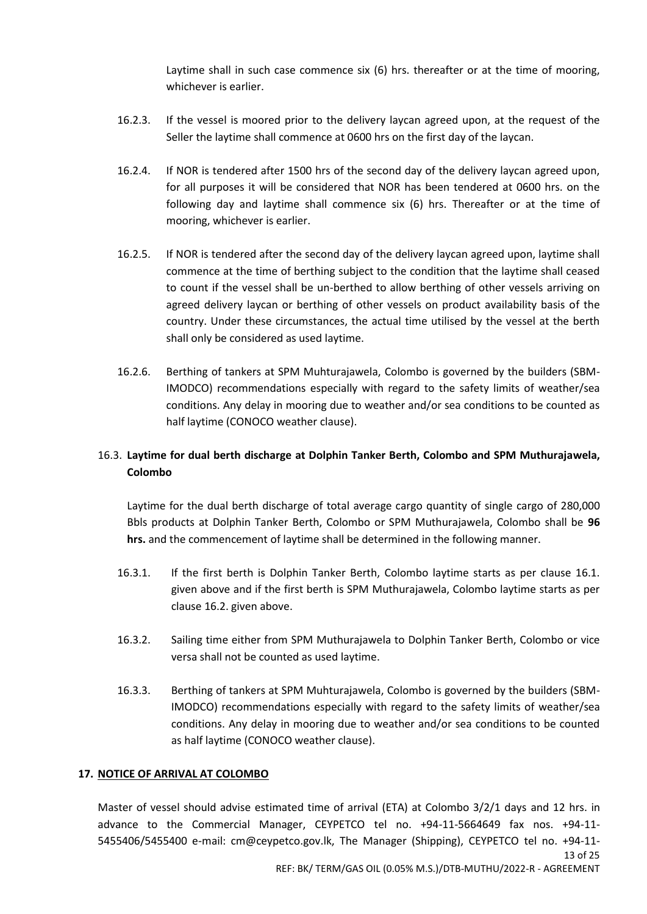Laytime shall in such case commence six (6) hrs. thereafter or at the time of mooring, whichever is earlier.

16.2.3. If the vessel is moored prior to the delivery laycan agreed upon, at the request of the Seller the laytime shall commence at 0600 hrs on the first day of the laycan.

16.2.4. If NOR is tendered after 1500 hrs of the second day of the delivery laycan agreed upon, for all purposes it will be considered that NOR has been tendered at 0600 hrs. on the following day and laytime shall commence six (6) hrs. Thereafter or at the time of mooring, whichever is earlier.

16.2.5. If NOR is tendered after the second day of the delivery laycan agreed upon, laytime shall commence at the time of berthing subject to the condition that the laytime shall ceased to count if the vessel shall be un-berthed to allow berthing of other vessels arriving on agreed delivery laycan or berthing of other vessels on product availability basis of the country. Under these circumstances, the actual time utilised by the vessel at the berth shall only be considered as used laytime.

16.2.6. Berthing of tankers at SPM Muhturajawela, Colombo is governed by the builders (SBM-IMODCO) recommendations especially with regard to the safety limits of weather/sea conditions. Any delay in mooring due to weather and/or sea conditions to be counted as half laytime (CONOCO weather clause).

### 16.3. Laytime for dual berth discharge at Dolphin Tanker Berth, Colombo and SPM Muthurajawela, Colombo

Laytime for the dual berth discharge of total average cargo quantity of single cargo of 280,000 Bbls products at Dolphin Tanker Berth, Colombo or SPM Muthurajawela, Colombo shall be **96 hrs.** and the commencement of laytime shall be determined in the following manner.

16.3.1. If the first berth is Dolphin Tanker Berth, Colombo laytime starts as per clause 16.1. given above and if the first berth is SPM Muthurajawela, Colombo laytime starts as per clause 16.2. given above.

16.3.2. Sailing time either from SPM Muthurajawela to Dolphin Tanker Berth, Colombo or vice versa shall not be counted as used laytime.

16.3.3. Berthing of tankers at SPM Muhturajawela, Colombo is governed by the builders (SBM-IMODCO) recommendations especially with regard to the safety limits of weather/sea conditions. Any delay in mooring due to weather and/or sea conditions to be counted as half laytime (CONOCO weather clause).

## 17. NOTICE OF ARRIVAL AT COLOMBO

Master of vessel should advise estimated time of arrival (ETA) at Colombo 3/2/1 days and 12 hrs. in advance to the Commercial Manager, CEYPETCO tel no. +94-11-5664649 fax nos. +94-11-5455406/5455400 e-mail: cm@ceypetco.gov.lk, The Manager (Shipping), CEYPETCO tel no. +94-11-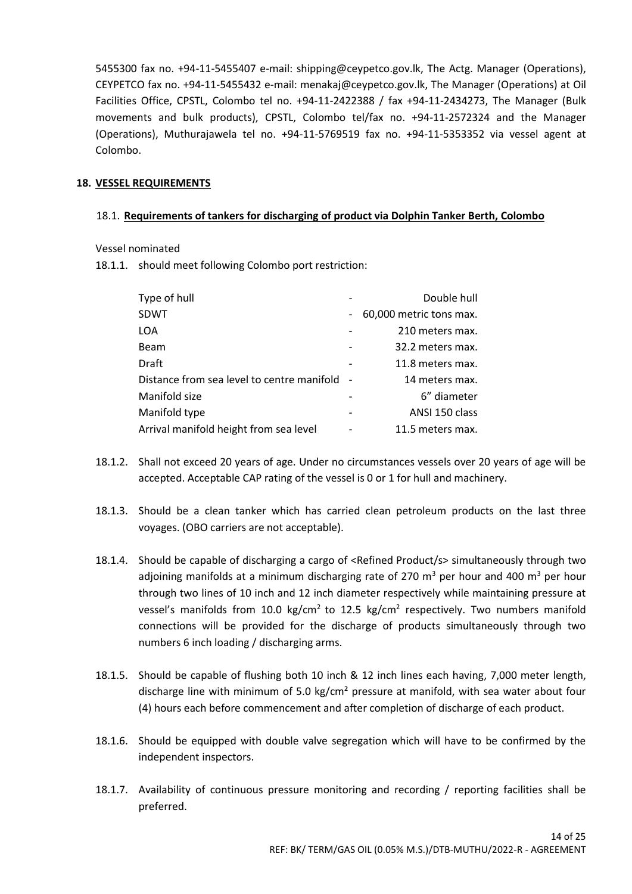5455300 fax no. +94-11-5455407 e-mail: shipping@ceypetco.gov.lk, The Actg. Manager (Operations), CEYPETCO fax no. +94-11-5455432 e-mail: menakaj@ceypetco.gov.lk, The Manager (Operations) at Oil Facilities Office, CPSTL, Colombo tel no. +94-11-2422388 / fax +94-11-2434273, The Manager (Bulk movements and bulk products), CPSTL, Colombo tel/fax no. +94-11-2572324 and the Manager (Operations), Muthurajawela tel no. +94-11-5769519 fax no. +94-11-5353352 via vessel agent at Colombo.

## 18. VESSEL REQUIREMENTS

### 18.1. Requirements of tankers for discharging of product via Dolphin Tanker Berth, Colombo

Vessel nominated

18.1.1. should meet following Colombo port restriction:

| | | |
|---|---|---|
| Type of hull | - | Double hull |
| SDWT | - | 60,000 metric tons max. |
| LOA | - | 210 meters max. |
| Beam | - | 32.2 meters max. |
| Draft | - | 11.8 meters max. |
| Distance from sea level to centre manifold | - | 14 meters max. |
| Manifold size | - | 6" diameter |
| Manifold type | - | ANSI 150 class |
| Arrival manifold height from sea level | - | 11.5 meters max. |

18.1.2. Shall not exceed 20 years of age. Under no circumstances vessels over 20 years of age will be accepted. Acceptable CAP rating of the vessel is 0 or 1 for hull and machinery.

18.1.3. Should be a clean tanker which has carried clean petroleum products on the last three voyages. (OBO carriers are not acceptable).

18.1.4. Should be capable of discharging a cargo of <Refined Product/s> simultaneously through two adjoining manifolds at a minimum discharging rate of 270 $m^3$ per hour and 400 $m^3$ per hour through two lines of 10 inch and 12 inch diameter respectively while maintaining pressure at vessel's manifolds from 10.0 $kg/cm^2$ to 12.5 $kg/cm^2$ respectively. Two numbers manifold connections will be provided for the discharge of products simultaneously through two numbers 6 inch loading / discharging arms.

18.1.5. Should be capable of flushing both 10 inch & 12 inch lines each having, 7,000 meter length, discharge line with minimum of 5.0 $kg/cm^2$ pressure at manifold, with sea water about four (4) hours each before commencement and after completion of discharge of each product.

18.1.6. Should be equipped with double valve segregation which will have to be confirmed by the independent inspectors.

18.1.7. Availability of continuous pressure monitoring and recording / reporting facilities shall be preferred.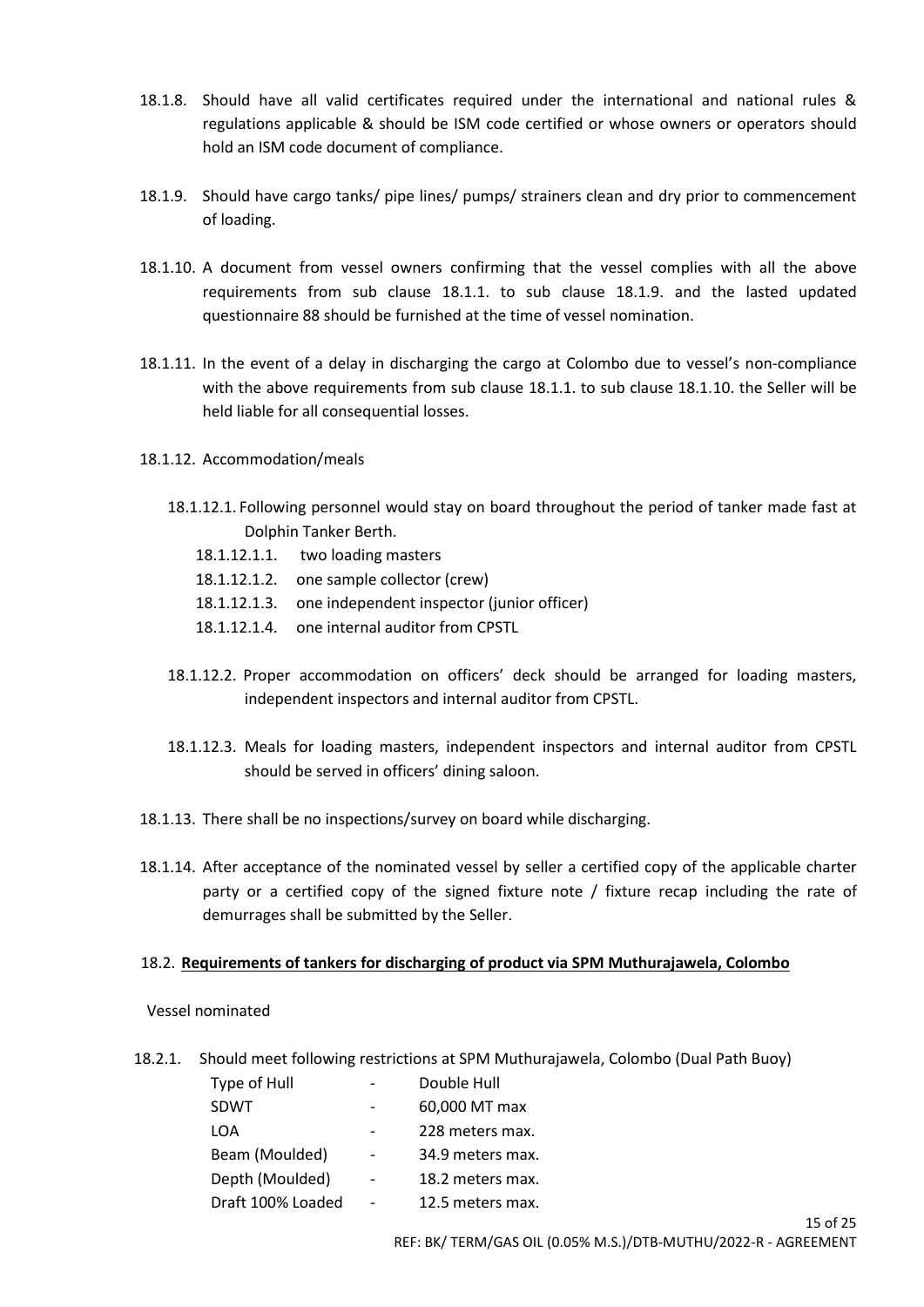18.1.8. Should have all valid certificates required under the international and national rules & regulations applicable & should be ISM code certified or whose owners or operators should hold an ISM code document of compliance.

18.1.9. Should have cargo tanks/ pipe lines/ pumps/ strainers clean and dry prior to commencement of loading.

18.1.10. A document from vessel owners confirming that the vessel complies with all the above requirements from sub clause 18.1.1. to sub clause 18.1.9. and the lasted updated questionnaire 88 should be furnished at the time of vessel nomination.

18.1.11. In the event of a delay in discharging the cargo at Colombo due to vessel's non-compliance with the above requirements from sub clause 18.1.1. to sub clause 18.1.10. the Seller will be held liable for all consequential losses.

18.1.12. Accommodation/meals

18.1.12.1. Following personnel would stay on board throughout the period of tanker made fast at Dolphin Tanker Berth.

- 18.1.12.1.1. two loading masters
- 18.1.12.1.2. one sample collector (crew)
- 18.1.12.1.3. one independent inspector (junior officer)
- 18.1.12.1.4. one internal auditor from CPSTL

18.1.12.2. Proper accommodation on officers' deck should be arranged for loading masters, independent inspectors and internal auditor from CPSTL.

18.1.12.3. Meals for loading masters, independent inspectors and internal auditor from CPSTL should be served in officers' dining saloon.

18.1.13. There shall be no inspections/survey on board while discharging.

18.1.14. After acceptance of the nominated vessel by seller a certified copy of the applicable charter party or a certified copy of the signed fixture note / fixture recap including the rate of demurrages shall be submitted by the Seller.

18.2. **Requirements of tankers for discharging of product via SPM Muthurajawela, Colombo**

Vessel nominated

18.2.1. Should meet following restrictions at SPM Muthurajawela, Colombo (Dual Path Buoy)

| | | |
|---|---|---|
| Type of Hull | - | Double Hull |
| SDWT | - | 60,000 MT max |
| LOA | - | 228 meters max. |
| Beam (Moulded) | - | 34.9 meters max. |
| Depth (Moulded) | - | 18.2 meters max. |
| Draft 100% Loaded | - | 12.5 meters max. |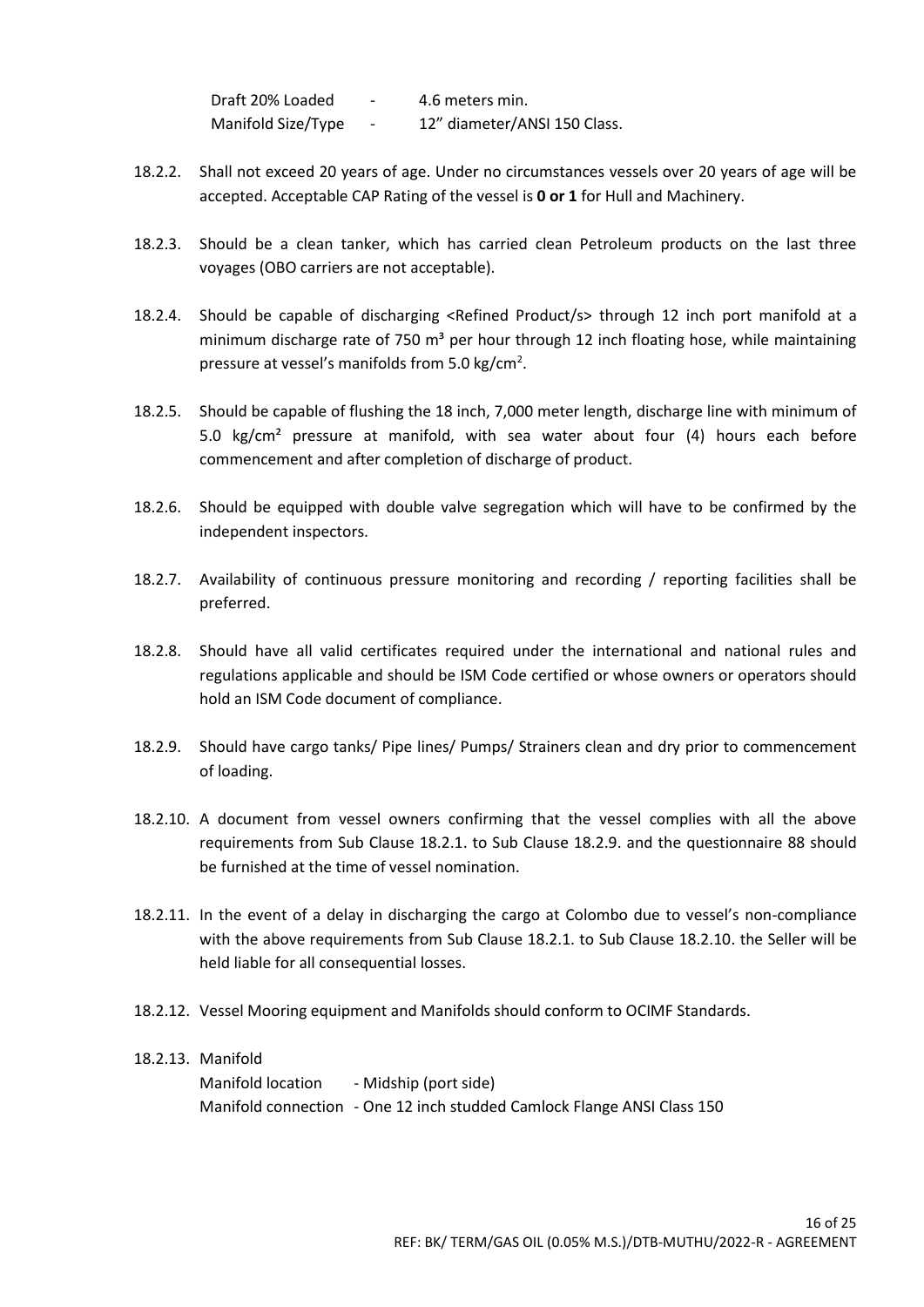| | | |
|---|---|---|
| Draft 20% Loaded | - | 4.6 meters min. |
| Manifold Size/Type | - | 12" diameter/ANSI 150 Class. |

18.2.2. Shall not exceed 20 years of age. Under no circumstances vessels over 20 years of age will be accepted. Acceptable CAP Rating of the vessel is **0 or 1** for Hull and Machinery.

18.2.3. Should be a clean tanker, which has carried clean Petroleum products on the last three voyages (OBO carriers are not acceptable).

18.2.4. Should be capable of discharging <Refined Product/s> through 12 inch port manifold at a minimum discharge rate of 750 $m^3$ per hour through 12 inch floating hose, while maintaining pressure at vessel's manifolds from 5.0 $kg/cm^2$.

18.2.5. Should be capable of flushing the 18 inch, 7,000 meter length, discharge line with minimum of 5.0 $kg/cm^2$ pressure at manifold, with sea water about four (4) hours each before commencement and after completion of discharge of product.

18.2.6. Should be equipped with double valve segregation which will have to be confirmed by the independent inspectors.

18.2.7. Availability of continuous pressure monitoring and recording / reporting facilities shall be preferred.

18.2.8. Should have all valid certificates required under the international and national rules and regulations applicable and should be ISM Code certified or whose owners or operators should hold an ISM Code document of compliance.

18.2.9. Should have cargo tanks/ Pipe lines/ Pumps/ Strainers clean and dry prior to commencement of loading.

18.2.10. A document from vessel owners confirming that the vessel complies with all the above requirements from Sub Clause 18.2.1. to Sub Clause 18.2.9. and the questionnaire 88 should be furnished at the time of vessel nomination.

18.2.11. In the event of a delay in discharging the cargo at Colombo due to vessel's non-compliance with the above requirements from Sub Clause 18.2.1. to Sub Clause 18.2.10. the Seller will be held liable for all consequential losses.

18.2.12. Vessel Mooring equipment and Manifolds should conform to OCIMF Standards.

18.2.13. Manifold

Manifold location - Midship (port side)

Manifold connection - One 12 inch studded Camlock Flange ANSI Class 150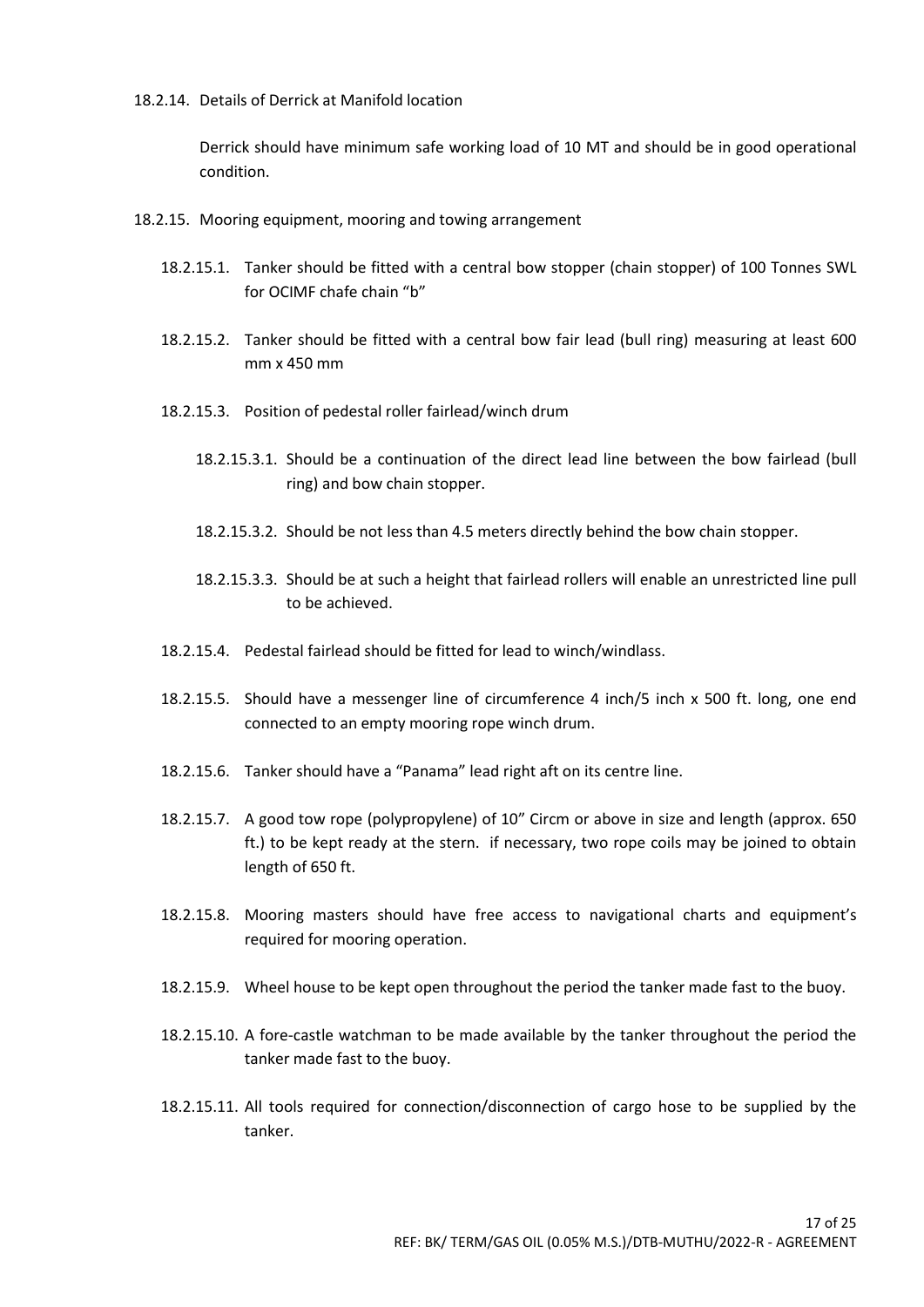18.2.14. Details of Derrick at Manifold location

Derrick should have minimum safe working load of 10 MT and should be in good operational condition.

18.2.15. Mooring equipment, mooring and towing arrangement

- 18.2.15.1. Tanker should be fitted with a central bow stopper (chain stopper) of 100 Tonnes SWL for OCIMF chafe chain "b"
- 18.2.15.2. Tanker should be fitted with a central bow fair lead (bull ring) measuring at least 600 mm x 450 mm
- 18.2.15.3. Position of pedestal roller fairlead/winch drum
  - 18.2.15.3.1. Should be a continuation of the direct lead line between the bow fairlead (bull ring) and bow chain stopper.
  - 18.2.15.3.2. Should be not less than 4.5 meters directly behind the bow chain stopper.
  - 18.2.15.3.3. Should be at such a height that fairlead rollers will enable an unrestricted line pull to be achieved.
- 18.2.15.4. Pedestal fairlead should be fitted for lead to winch/windlass.
- 18.2.15.5. Should have a messenger line of circumference 4 inch/5 inch x 500 ft. long, one end connected to an empty mooring rope winch drum.
- 18.2.15.6. Tanker should have a "Panama" lead right aft on its centre line.
- 18.2.15.7. A good tow rope (polypropylene) of 10" Circm or above in size and length (approx. 650 ft.) to be kept ready at the stern. if necessary, two rope coils may be joined to obtain length of 650 ft.
- 18.2.15.8. Mooring masters should have free access to navigational charts and equipment's required for mooring operation.
- 18.2.15.9. Wheel house to be kept open throughout the period the tanker made fast to the buoy.
- 18.2.15.10. A fore-castle watchman to be made available by the tanker throughout the period the tanker made fast to the buoy.
- 18.2.15.11. All tools required for connection/disconnection of cargo hose to be supplied by the tanker.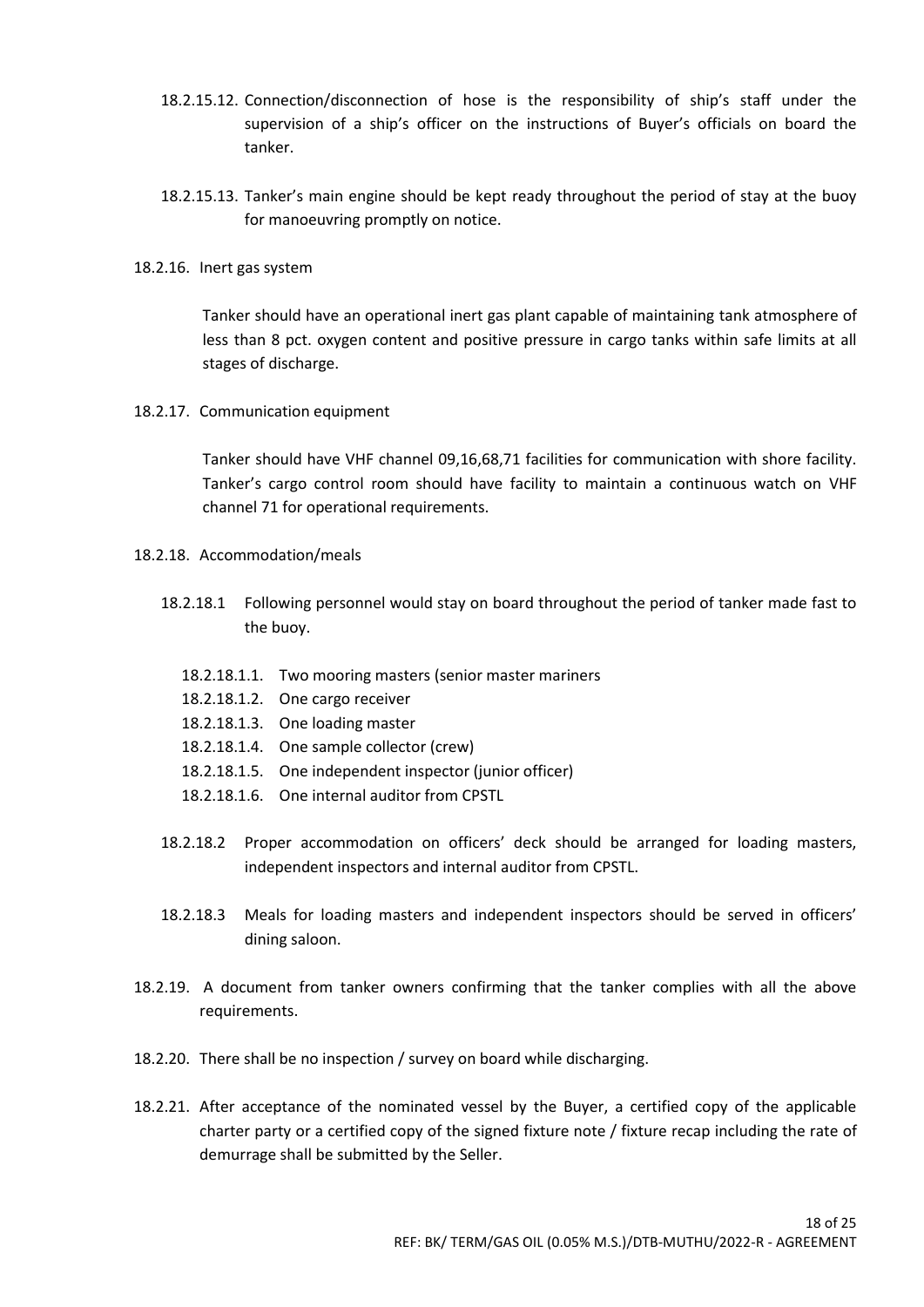18.2.15.12. Connection/disconnection of hose is the responsibility of ship's staff under the supervision of a ship's officer on the instructions of Buyer's officials on board the tanker.

18.2.15.13. Tanker's main engine should be kept ready throughout the period of stay at the buoy for manoeuvring promptly on notice.

18.2.16. Inert gas system

Tanker should have an operational inert gas plant capable of maintaining tank atmosphere of less than 8 pct. oxygen content and positive pressure in cargo tanks within safe limits at all stages of discharge.

18.2.17. Communication equipment

Tanker should have VHF channel 09,16,68,71 facilities for communication with shore facility. Tanker's cargo control room should have facility to maintain a continuous watch on VHF channel 71 for operational requirements.

18.2.18. Accommodation/meals

18.2.18.1 Following personnel would stay on board throughout the period of tanker made fast to the buoy.

18.2.18.1.1. Two mooring masters (senior master mariners

18.2.18.1.2. One cargo receiver

18.2.18.1.3. One loading master

18.2.18.1.4. One sample collector (crew)

18.2.18.1.5. One independent inspector (junior officer)

18.2.18.1.6. One internal auditor from CPSTL

18.2.18.2 Proper accommodation on officers' deck should be arranged for loading masters, independent inspectors and internal auditor from CPSTL.

18.2.18.3 Meals for loading masters and independent inspectors should be served in officers' dining saloon.

18.2.19. A document from tanker owners confirming that the tanker complies with all the above requirements.

18.2.20. There shall be no inspection / survey on board while discharging.

18.2.21. After acceptance of the nominated vessel by the Buyer, a certified copy of the applicable charter party or a certified copy of the signed fixture note / fixture recap including the rate of demurrage shall be submitted by the Seller.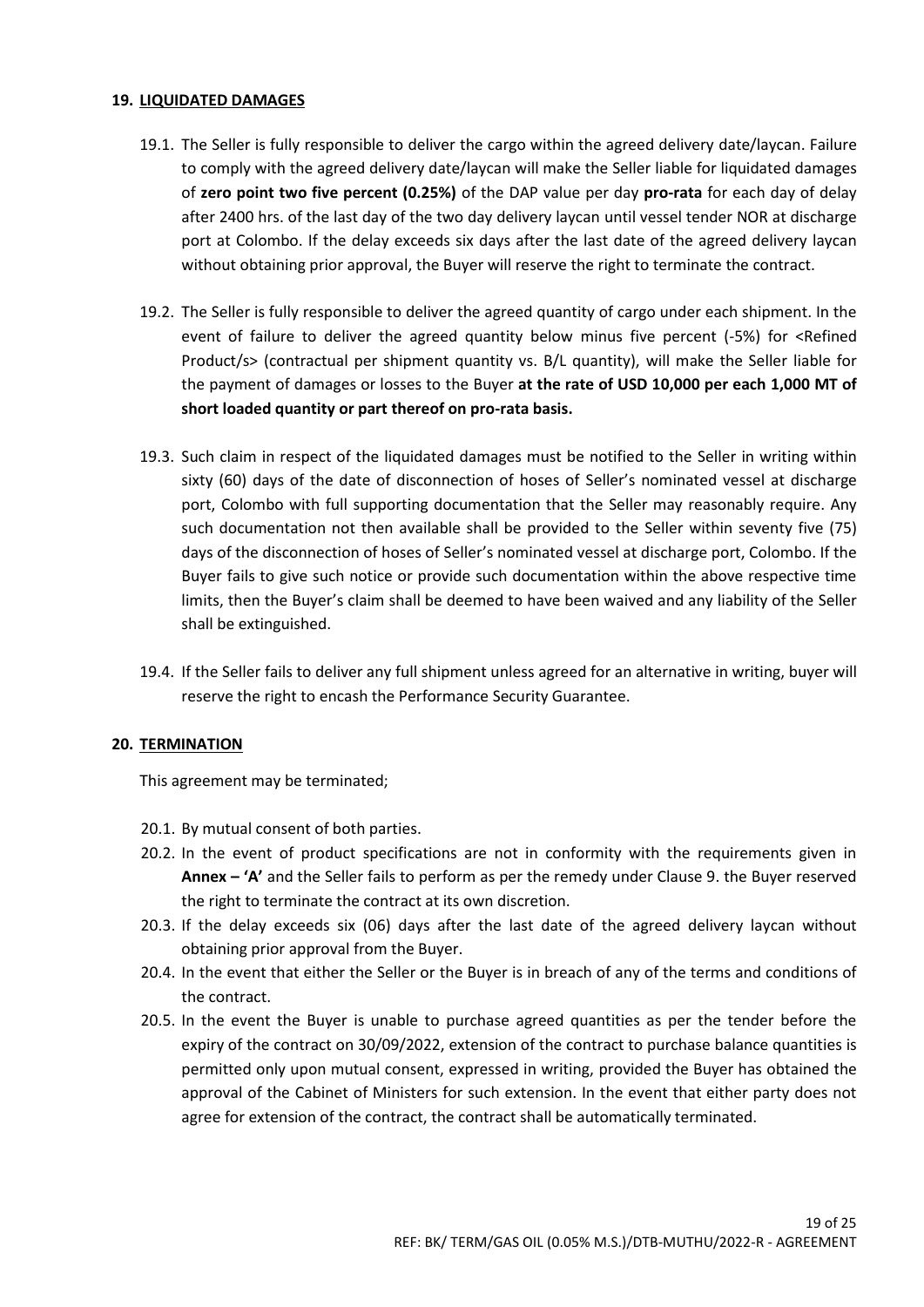## 19. LIQUIDATED DAMAGES

19.1. The Seller is fully responsible to deliver the cargo within the agreed delivery date/laycan. Failure to comply with the agreed delivery date/laycan will make the Seller liable for liquidated damages of **zero point two five percent (0.25%)** of the DAP value per day **pro-rata** for each day of delay after 2400 hrs. of the last day of the two day delivery laycan until vessel tender NOR at discharge port at Colombo. If the delay exceeds six days after the last date of the agreed delivery laycan without obtaining prior approval, the Buyer will reserve the right to terminate the contract.

19.2. The Seller is fully responsible to deliver the agreed quantity of cargo under each shipment. In the event of failure to deliver the agreed quantity below minus five percent (-5%) for <Refined Product/s> (contractual per shipment quantity vs. B/L quantity), will make the Seller liable for the payment of damages or losses to the Buyer **at the rate of USD 10,000 per each 1,000 MT of short loaded quantity or part thereof on pro-rata basis.**

19.3. Such claim in respect of the liquidated damages must be notified to the Seller in writing within sixty (60) days of the date of disconnection of hoses of Seller's nominated vessel at discharge port, Colombo with full supporting documentation that the Seller may reasonably require. Any such documentation not then available shall be provided to the Seller within seventy five (75) days of the disconnection of hoses of Seller's nominated vessel at discharge port, Colombo. If the Buyer fails to give such notice or provide such documentation within the above respective time limits, then the Buyer's claim shall be deemed to have been waived and any liability of the Seller shall be extinguished.

19.4. If the Seller fails to deliver any full shipment unless agreed for an alternative in writing, buyer will reserve the right to encash the Performance Security Guarantee.

## 20. TERMINATION

This agreement may be terminated;

20.1. By mutual consent of both parties.

20.2. In the event of product specifications are not in conformity with the requirements given in **Annex – 'A'** and the Seller fails to perform as per the remedy under Clause 9. the Buyer reserved the right to terminate the contract at its own discretion.

20.3. If the delay exceeds six (06) days after the last date of the agreed delivery laycan without obtaining prior approval from the Buyer.

20.4. In the event that either the Seller or the Buyer is in breach of any of the terms and conditions of the contract.

20.5. In the event the Buyer is unable to purchase agreed quantities as per the tender before the expiry of the contract on 30/09/2022, extension of the contract to purchase balance quantities is permitted only upon mutual consent, expressed in writing, provided the Buyer has obtained the approval of the Cabinet of Ministers for such extension. In the event that either party does not agree for extension of the contract, the contract shall be automatically terminated.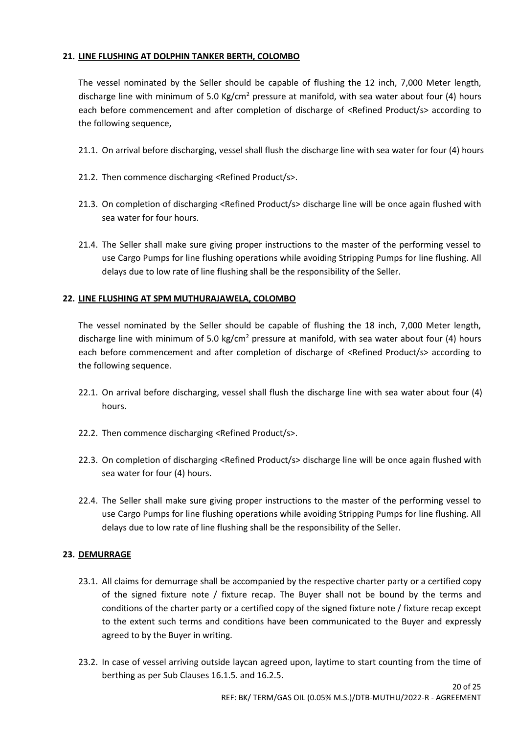## 21. LINE FLUSHING AT DOLPHIN TANKER BERTH, COLOMBO

The vessel nominated by the Seller should be capable of flushing the 12 inch, 7,000 Meter length, discharge line with minimum of 5.0 Kg/cm$^2$ pressure at manifold, with sea water about four (4) hours each before commencement and after completion of discharge of <Refined Product/s> according to the following sequence,

21.1. On arrival before discharging, vessel shall flush the discharge line with sea water for four (4) hours

21.2. Then commence discharging <Refined Product/s>.

21.3. On completion of discharging <Refined Product/s> discharge line will be once again flushed with sea water for four hours.

21.4. The Seller shall make sure giving proper instructions to the master of the performing vessel to use Cargo Pumps for line flushing operations while avoiding Stripping Pumps for line flushing. All delays due to low rate of line flushing shall be the responsibility of the Seller.

## 22. LINE FLUSHING AT SPM MUTHURAJAWELA, COLOMBO

The vessel nominated by the Seller should be capable of flushing the 18 inch, 7,000 Meter length, discharge line with minimum of 5.0 kg/cm$^2$ pressure at manifold, with sea water about four (4) hours each before commencement and after completion of discharge of <Refined Product/s> according to the following sequence.

22.1. On arrival before discharging, vessel shall flush the discharge line with sea water about four (4) hours.

22.2. Then commence discharging <Refined Product/s>.

22.3. On completion of discharging <Refined Product/s> discharge line will be once again flushed with sea water for four (4) hours.

22.4. The Seller shall make sure giving proper instructions to the master of the performing vessel to use Cargo Pumps for line flushing operations while avoiding Stripping Pumps for line flushing. All delays due to low rate of line flushing shall be the responsibility of the Seller.

## 23. DEMURRAGE

23.1. All claims for demurrage shall be accompanied by the respective charter party or a certified copy of the signed fixture note / fixture recap. The Buyer shall not be bound by the terms and conditions of the charter party or a certified copy of the signed fixture note / fixture recap except to the extent such terms and conditions have been communicated to the Buyer and expressly agreed to by the Buyer in writing.

23.2. In case of vessel arriving outside laycan agreed upon, laytime to start counting from the time of berthing as per Sub Clauses 16.1.5. and 16.2.5.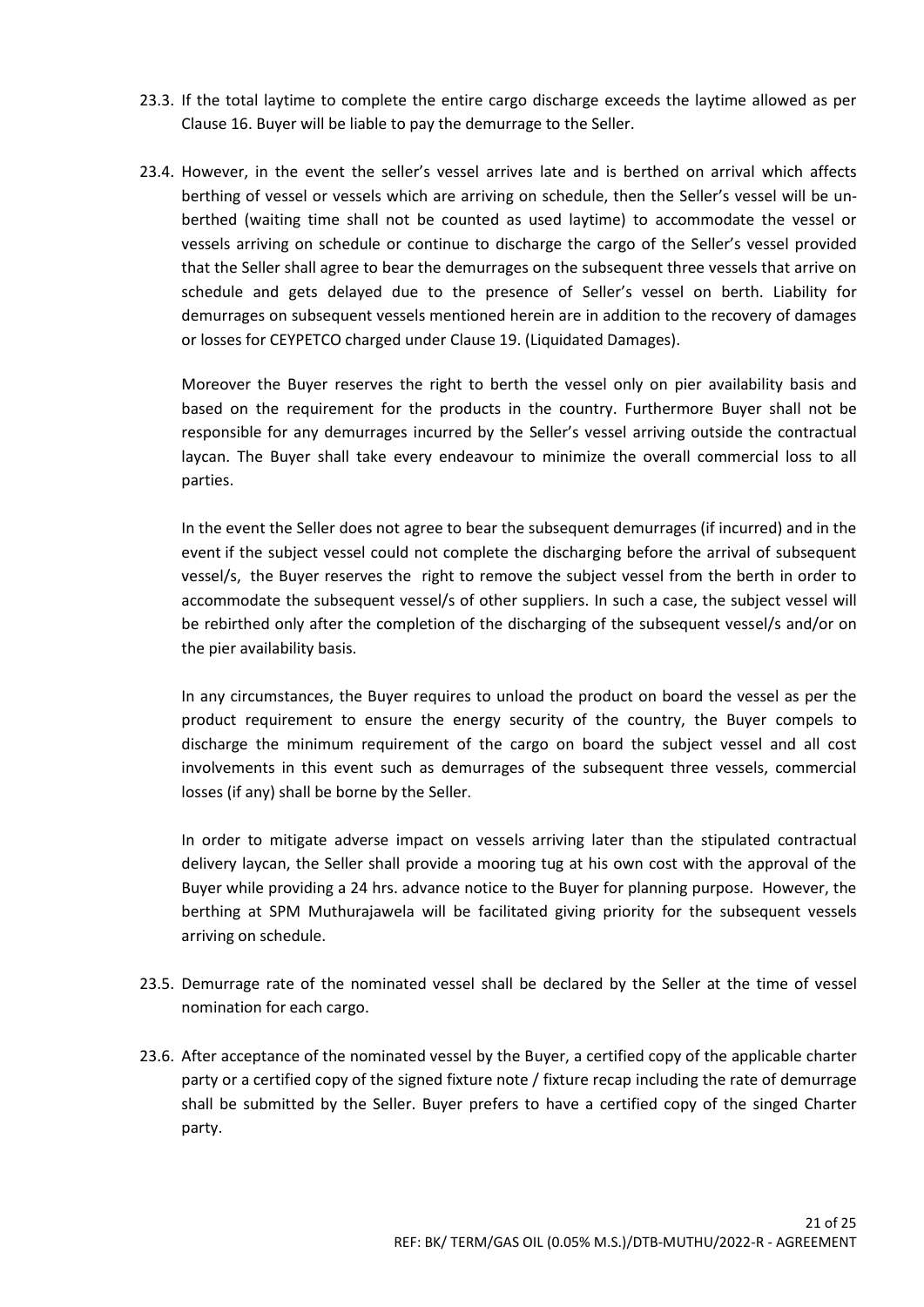23.3. If the total laytime to complete the entire cargo discharge exceeds the laytime allowed as per Clause 16. Buyer will be liable to pay the demurrage to the Seller.

23.4. However, in the event the seller's vessel arrives late and is berthed on arrival which affects berthing of vessel or vessels which are arriving on schedule, then the Seller's vessel will be un-berthed (waiting time shall not be counted as used laytime) to accommodate the vessel or vessels arriving on schedule or continue to discharge the cargo of the Seller's vessel provided that the Seller shall agree to bear the demurrages on the subsequent three vessels that arrive on schedule and gets delayed due to the presence of Seller's vessel on berth. Liability for demurrages on subsequent vessels mentioned herein are in addition to the recovery of damages or losses for CEYPETCO charged under Clause 19. (Liquidated Damages).

Moreover the Buyer reserves the right to berth the vessel only on pier availability basis and based on the requirement for the products in the country. Furthermore Buyer shall not be responsible for any demurrages incurred by the Seller's vessel arriving outside the contractual laycan. The Buyer shall take every endeavour to minimize the overall commercial loss to all parties.

In the event the Seller does not agree to bear the subsequent demurrages (if incurred) and in the event if the subject vessel could not complete the discharging before the arrival of subsequent vessel/s, the Buyer reserves the right to remove the subject vessel from the berth in order to accommodate the subsequent vessel/s of other suppliers. In such a case, the subject vessel will be rebirthed only after the completion of the discharging of the subsequent vessel/s and/or on the pier availability basis.

In any circumstances, the Buyer requires to unload the product on board the vessel as per the product requirement to ensure the energy security of the country, the Buyer compels to discharge the minimum requirement of the cargo on board the subject vessel and all cost involvements in this event such as demurrages of the subsequent three vessels, commercial losses (if any) shall be borne by the Seller.

In order to mitigate adverse impact on vessels arriving later than the stipulated contractual delivery laycan, the Seller shall provide a mooring tug at his own cost with the approval of the Buyer while providing a 24 hrs. advance notice to the Buyer for planning purpose. However, the berthing at SPM Muthurajawela will be facilitated giving priority for the subsequent vessels arriving on schedule.

23.5. Demurrage rate of the nominated vessel shall be declared by the Seller at the time of vessel nomination for each cargo.

23.6. After acceptance of the nominated vessel by the Buyer, a certified copy of the applicable charter party or a certified copy of the signed fixture note / fixture recap including the rate of demurrage shall be submitted by the Seller. Buyer prefers to have a certified copy of the singed Charter party.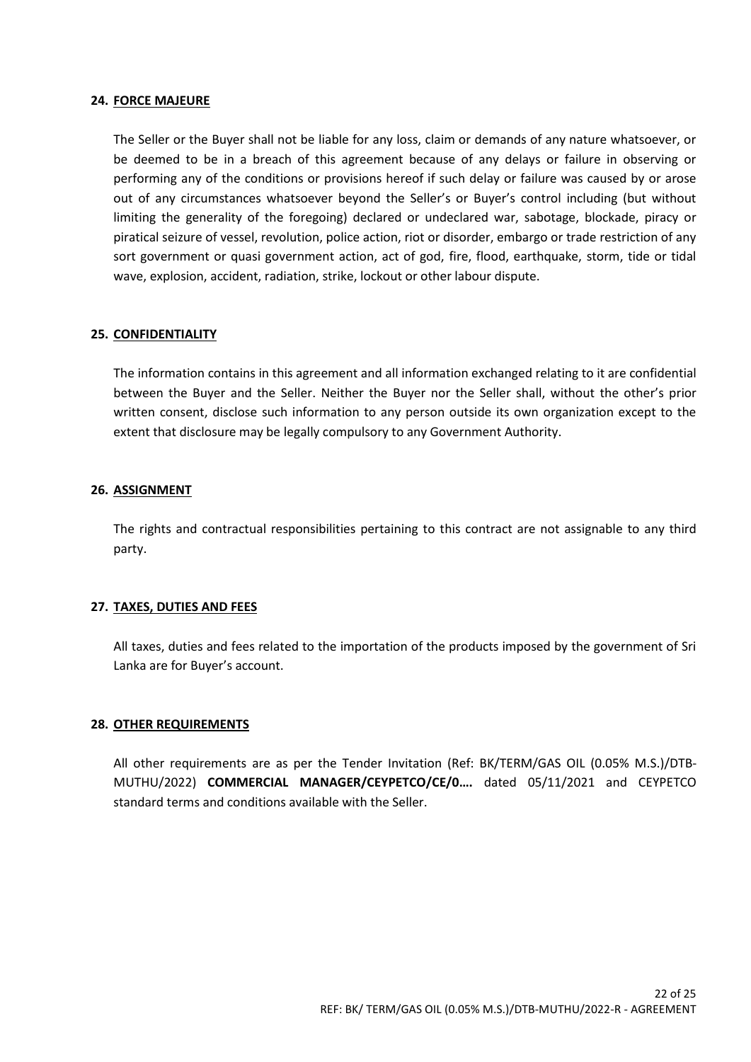## 24. FORCE MAJEURE

The Seller or the Buyer shall not be liable for any loss, claim or demands of any nature whatsoever, or be deemed to be in a breach of this agreement because of any delays or failure in observing or performing any of the conditions or provisions hereof if such delay or failure was caused by or arose out of any circumstances whatsoever beyond the Seller's or Buyer's control including (but without limiting the generality of the foregoing) declared or undeclared war, sabotage, blockade, piracy or piratical seizure of vessel, revolution, police action, riot or disorder, embargo or trade restriction of any sort government or quasi government action, act of god, fire, flood, earthquake, storm, tide or tidal wave, explosion, accident, radiation, strike, lockout or other labour dispute.

## 25. CONFIDENTIALITY

The information contains in this agreement and all information exchanged relating to it are confidential between the Buyer and the Seller. Neither the Buyer nor the Seller shall, without the other's prior written consent, disclose such information to any person outside its own organization except to the extent that disclosure may be legally compulsory to any Government Authority.

## 26. ASSIGNMENT

The rights and contractual responsibilities pertaining to this contract are not assignable to any third party.

## 27. TAXES, DUTIES AND FEES

All taxes, duties and fees related to the importation of the products imposed by the government of Sri Lanka are for Buyer's account.

## 28. OTHER REQUIREMENTS

All other requirements are as per the Tender Invitation (Ref: BK/TERM/GAS OIL (0.05% M.S.)/DTB-MUTHU/2022) **COMMERCIAL MANAGER/CEYPETCO/CE/0….** dated 05/11/2021 and CEYPETCO standard terms and conditions available with the Seller.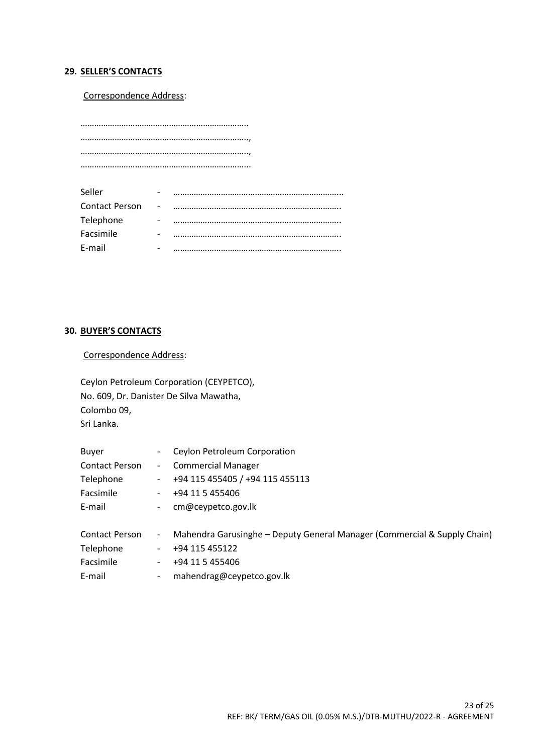## 29. SELLER'S CONTACTS

Correspondence Address:

…………………………………………………………………..
……………………………………………………………………,
……………………………………………………………………,
…………………………………………………………………...

| | | |
|---|---|---|
| Seller | - | ………………………………………………………………... |
| Contact Person | - | ……………………………………………………………….. |
| Telephone | - | ……………………………………………………………….. |
| Facsimile | - | ……………………………………………………………….. |
| E-mail | - | ……………………………………………………………….. |

## 30. BUYER'S CONTACTS

Correspondence Address:

Ceylon Petroleum Corporation (CEYPETCO),
No. 609, Dr. Danister De Silva Mawatha,
Colombo 09,
Sri Lanka.

| | | |
|---|---|---|
| Buyer | - | Ceylon Petroleum Corporation |
| Contact Person | - | Commercial Manager |
| Telephone | - | +94 115 455405 / +94 115 455113 |
| Facsimile | - | +94 11 5 455406 |
| E-mail | - | cm@ceypetco.gov.lk |
| | | |
| Contact Person | - | Mahendra Garusinghe – Deputy General Manager (Commercial & Supply Chain) |
| Telephone | - | +94 115 455122 |
| Facsimile | - | +94 11 5 455406 |
| E-mail | - | mahendrag@ceypetco.gov.lk |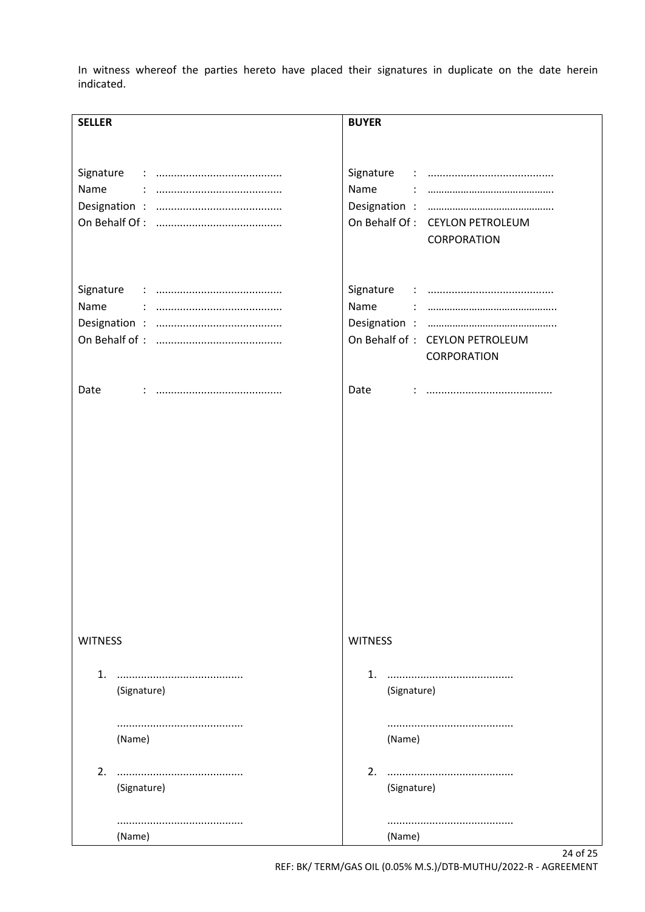In witness whereof the parties hereto have placed their signatures in duplicate on the date herein indicated.

| **SELLER** | **BUYER** |
|---|---|
| Signature : .......................................... | Signature : .......................................... |
| Name : .......................................... | Name : .......................................... |
| Designation : .......................................... | Designation : .......................................... |
| On Behalf Of : .......................................... | On Behalf Of : CEYLON PETROLEUM CORPORATION |
| Signature : .......................................... | Signature : .......................................... |
| Name : .......................................... | Name : .......................................... |
| Designation : .......................................... | Designation : .......................................... |
| On Behalf of : .......................................... | On Behalf of : CEYLON PETROLEUM CORPORATION |
| Date : .......................................... | Date : .......................................... |
| WITNESS | WITNESS |
| 1. .......................................... (Signature) | 1. .......................................... (Signature) |
| .......................................... (Name) | .......................................... (Name) |
| 2. .......................................... (Signature) | 2. .......................................... (Signature) |
| .......................................... (Name) | .......................................... (Name) |

REF: BK/ TERM/GAS OIL (0.05% M.S.)/DTB-MUTHU/2022-R - AGREEMENT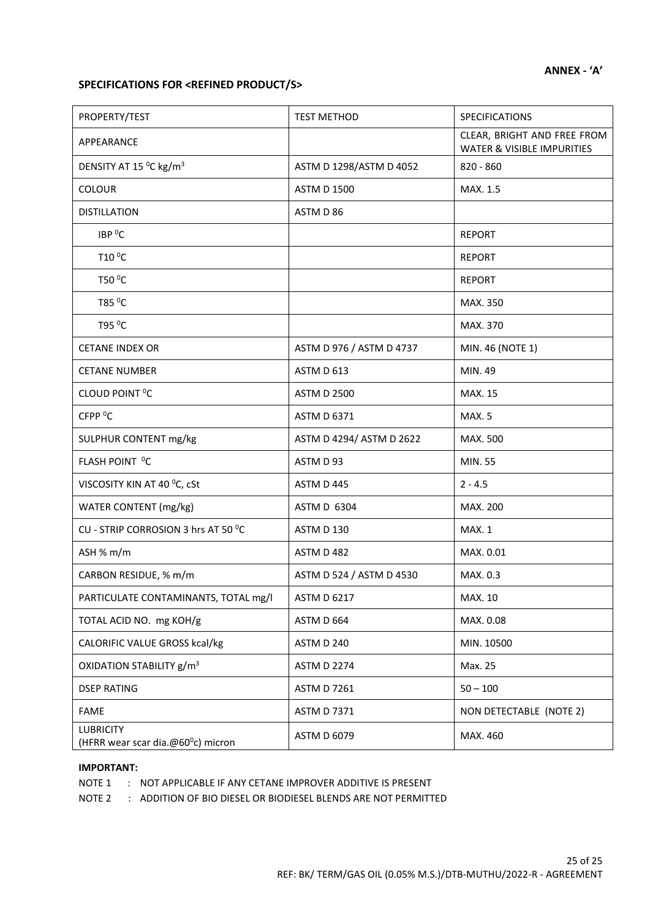**ANNEX - 'A'**

**SPECIFICATIONS FOR <REFINED PRODUCT/S>**

| PROPERTY/TEST | TEST METHOD | SPECIFICATIONS |
|---|---|---|
| APPEARANCE | | CLEAR, BRIGHT AND FREE FROM WATER & VISIBLE IMPURITIES |
| DENSITY AT 15 $^0$C kg/m$^3$ | ASTM D 1298/ASTM D 4052 | 820 - 860 |
| COLOUR | ASTM D 1500 | MAX. 1.5 |
| DISTILLATION | ASTM D 86 | |
| IBP $^0$C | | REPORT |
| T10 $^0$C | | REPORT |
| T50 $^0$C | | REPORT |
| T85 $^0$C | | MAX. 350 |
| T95 $^0$C | | MAX. 370 |
| CETANE INDEX OR | ASTM D 976 / ASTM D 4737 | MIN. 46 (NOTE 1) |
| CETANE NUMBER | ASTM D 613 | MIN. 49 |
| CLOUD POINT $^0$C | ASTM D 2500 | MAX. 15 |
| CFPP $^0$C | ASTM D 6371 | MAX. 5 |
| SULPHUR CONTENT mg/kg | ASTM D 4294/ ASTM D 2622 | MAX. 500 |
| FLASH POINT $^0$C | ASTM D 93 | MIN. 55 |
| VISCOSITY KIN AT 40 $^0$C, cSt | ASTM D 445 | 2 - 4.5 |
| WATER CONTENT (mg/kg) | ASTM D 6304 | MAX. 200 |
| CU - STRIP CORROSION 3 hrs AT 50 $^0$C | ASTM D 130 | MAX. 1 |
| ASH % m/m | ASTM D 482 | MAX. 0.01 |
| CARBON RESIDUE, % m/m | ASTM D 524 / ASTM D 4530 | MAX. 0.3 |
| PARTICULATE CONTAMINANTS, TOTAL mg/l | ASTM D 6217 | MAX. 10 |
| TOTAL ACID NO. mg KOH/g | ASTM D 664 | MAX. 0.08 |
| CALORIFIC VALUE GROSS kcal/kg | ASTM D 240 | MIN. 10500 |
| OXIDATION STABILITY g/m$^3$ | ASTM D 2274 | Max. 25 |
| DSEP RATING | ASTM D 7261 | 50 – 100 |
| FAME | ASTM D 7371 | NON DETECTABLE (NOTE 2) |
| LUBRICITY (HFRR wear scar dia.@60$^0$c) micron | ASTM D 6079 | MAX. 460 |

**IMPORTANT:**

NOTE 1 : NOT APPLICABLE IF ANY CETANE IMPROVER ADDITIVE IS PRESENT

NOTE 2 : ADDITION OF BIO DIESEL OR BIODIESEL BLENDS ARE NOT PERMITTED

REF: BK/ TERM/GAS OIL (0.05% M.S.)/DTB-MUTHU/2022-R - AGREEMENT